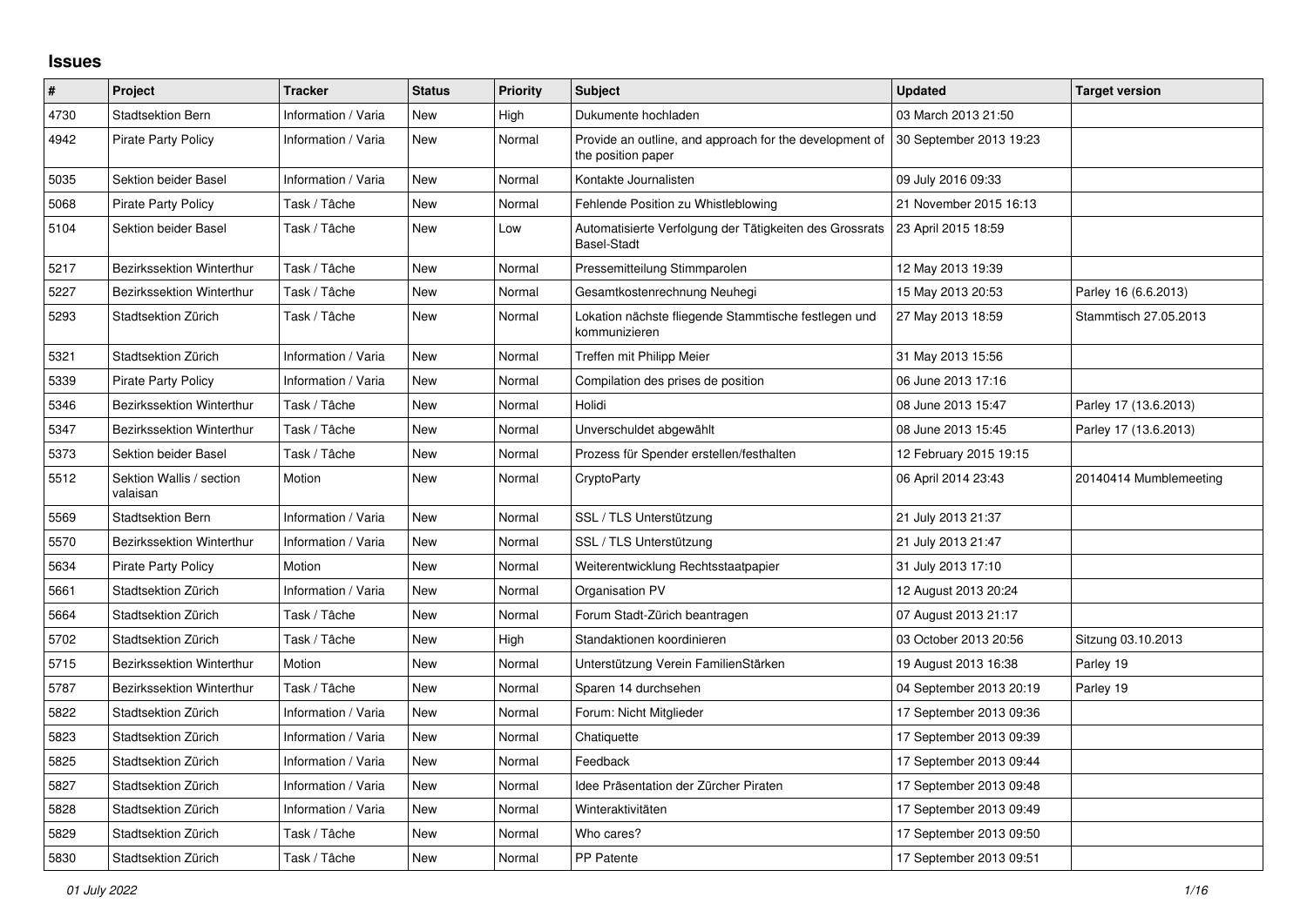## Issues

| # | Project | Tracker | Status | Priority | Subject | Updated | Target version |
|---|---|---|---|---|---|---|---|
| 4730 | Stadtsektion Bern | Information / Varia | New | High | Dukumente hochladen | 03 March 2013 21:50 | |
| 4942 | Pirate Party Policy | Information / Varia | New | Normal | Provide an outline, and approach for the development of the position paper | 30 September 2013 19:23 | |
| 5035 | Sektion beider Basel | Information / Varia | New | Normal | Kontakte Journalisten | 09 July 2016 09:33 | |
| 5068 | Pirate Party Policy | Task / Tâche | New | Normal | Fehlende Position zu Whistleblowing | 21 November 2015 16:13 | |
| 5104 | Sektion beider Basel | Task / Tâche | New | Low | Automatisierte Verfolgung der Tätigkeiten des Grossrats Basel-Stadt | 23 April 2015 18:59 | |
| 5217 | Bezirkssektion Winterthur | Task / Tâche | New | Normal | Pressemitteilung Stimmparolen | 12 May 2013 19:39 | |
| 5227 | Bezirkssektion Winterthur | Task / Tâche | New | Normal | Gesamtkostenrechnung Neuhegi | 15 May 2013 20:53 | Parley 16 (6.6.2013) |
| 5293 | Stadtsektion Zürich | Task / Tâche | New | Normal | Lokation nächste fliegende Stammtische festlegen und kommunizieren | 27 May 2013 18:59 | Stammtisch 27.05.2013 |
| 5321 | Stadtsektion Zürich | Information / Varia | New | Normal | Treffen mit Philipp Meier | 31 May 2013 15:56 | |
| 5339 | Pirate Party Policy | Information / Varia | New | Normal | Compilation des prises de position | 06 June 2013 17:16 | |
| 5346 | Bezirkssektion Winterthur | Task / Tâche | New | Normal | Holidi | 08 June 2013 15:47 | Parley 17 (13.6.2013) |
| 5347 | Bezirkssektion Winterthur | Task / Tâche | New | Normal | Unverschuldet abgewählt | 08 June 2013 15:45 | Parley 17 (13.6.2013) |
| 5373 | Sektion beider Basel | Task / Tâche | New | Normal | Prozess für Spender erstellen/festhalten | 12 February 2015 19:15 | |
| 5512 | Sektion Wallis / section valaisan | Motion | New | Normal | CryptoParty | 06 April 2014 23:43 | 20140414 Mumblemeeting |
| 5569 | Stadtsektion Bern | Information / Varia | New | Normal | SSL / TLS Unterstützung | 21 July 2013 21:37 | |
| 5570 | Bezirkssektion Winterthur | Information / Varia | New | Normal | SSL / TLS Unterstützung | 21 July 2013 21:47 | |
| 5634 | Pirate Party Policy | Motion | New | Normal | Weiterentwicklung Rechtsstaatpapier | 31 July 2013 17:10 | |
| 5661 | Stadtsektion Zürich | Information / Varia | New | Normal | Organisation PV | 12 August 2013 20:24 | |
| 5664 | Stadtsektion Zürich | Task / Tâche | New | Normal | Forum Stadt-Zürich beantragen | 07 August 2013 21:17 | |
| 5702 | Stadtsektion Zürich | Task / Tâche | New | High | Standaktionen koordinieren | 03 October 2013 20:56 | Sitzung 03.10.2013 |
| 5715 | Bezirkssektion Winterthur | Motion | New | Normal | Unterstützung Verein FamilienStärken | 19 August 2013 16:38 | Parley 19 |
| 5787 | Bezirkssektion Winterthur | Task / Tâche | New | Normal | Sparen 14 durchsehen | 04 September 2013 20:19 | Parley 19 |
| 5822 | Stadtsektion Zürich | Information / Varia | New | Normal | Forum: Nicht Mitglieder | 17 September 2013 09:36 | |
| 5823 | Stadtsektion Zürich | Information / Varia | New | Normal | Chatiquette | 17 September 2013 09:39 | |
| 5825 | Stadtsektion Zürich | Information / Varia | New | Normal | Feedback | 17 September 2013 09:44 | |
| 5827 | Stadtsektion Zürich | Information / Varia | New | Normal | Idee Präsentation der Zürcher Piraten | 17 September 2013 09:48 | |
| 5828 | Stadtsektion Zürich | Information / Varia | New | Normal | Winteraktivitäten | 17 September 2013 09:49 | |
| 5829 | Stadtsektion Zürich | Task / Tâche | New | Normal | Who cares? | 17 September 2013 09:50 | |
| 5830 | Stadtsektion Zürich | Task / Tâche | New | Normal | PP Patente | 17 September 2013 09:51 | |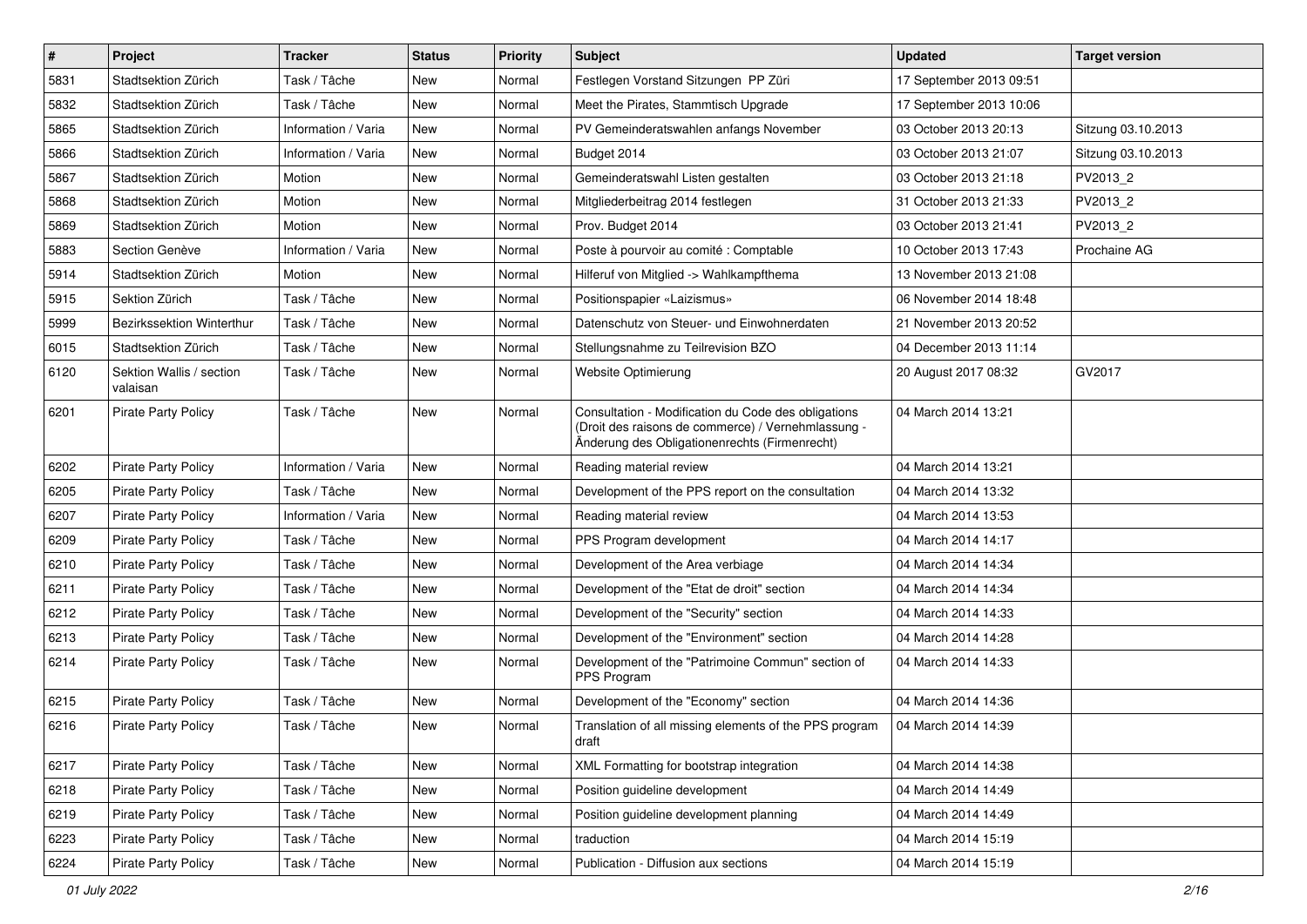| # | Project | Tracker | Status | Priority | Subject | Updated | Target version |
|---|---|---|---|---|---|---|---|
| 5831 | Stadtsektion Zürich | Task / Tâche | New | Normal | Festlegen Vorstand Sitzungen PP Züri | 17 September 2013 09:51 | |
| 5832 | Stadtsektion Zürich | Task / Tâche | New | Normal | Meet the Pirates, Stammtisch Upgrade | 17 September 2013 10:06 | |
| 5865 | Stadtsektion Zürich | Information / Varia | New | Normal | PV Gemeinderatswahlen anfangs November | 03 October 2013 20:13 | Sitzung 03.10.2013 |
| 5866 | Stadtsektion Zürich | Information / Varia | New | Normal | Budget 2014 | 03 October 2013 21:07 | Sitzung 03.10.2013 |
| 5867 | Stadtsektion Zürich | Motion | New | Normal | Gemeinderatswahl Listen gestalten | 03 October 2013 21:18 | PV2013_2 |
| 5868 | Stadtsektion Zürich | Motion | New | Normal | Mitgliederbeitrag 2014 festlegen | 31 October 2013 21:33 | PV2013_2 |
| 5869 | Stadtsektion Zürich | Motion | New | Normal | Prov. Budget 2014 | 03 October 2013 21:41 | PV2013_2 |
| 5883 | Section Genève | Information / Varia | New | Normal | Poste à pourvoir au comité : Comptable | 10 October 2013 17:43 | Prochaine AG |
| 5914 | Stadtsektion Zürich | Motion | New | Normal | Hilferuf von Mitglied -> Wahlkampfthema | 13 November 2013 21:08 | |
| 5915 | Sektion Zürich | Task / Tâche | New | Normal | Positionspapier «Laizismus» | 06 November 2014 18:48 | |
| 5999 | Bezirkssektion Winterthur | Task / Tâche | New | Normal | Datenschutz von Steuer- und Einwohnerdaten | 21 November 2013 20:52 | |
| 6015 | Stadtsektion Zürich | Task / Tâche | New | Normal | Stellungsnahme zu Teilrevision BZO | 04 December 2013 11:14 | |
| 6120 | Sektion Wallis / section valaisan | Task / Tâche | New | Normal | Website Optimierung | 20 August 2017 08:32 | GV2017 |
| 6201 | Pirate Party Policy | Task / Tâche | New | Normal | Consultation - Modification du Code des obligations (Droit des raisons de commerce) / Vernehmlassung - Änderung des Obligationenrechts (Firmenrecht) | 04 March 2014 13:21 | |
| 6202 | Pirate Party Policy | Information / Varia | New | Normal | Reading material review | 04 March 2014 13:21 | |
| 6205 | Pirate Party Policy | Task / Tâche | New | Normal | Development of the PPS report on the consultation | 04 March 2014 13:32 | |
| 6207 | Pirate Party Policy | Information / Varia | New | Normal | Reading material review | 04 March 2014 13:53 | |
| 6209 | Pirate Party Policy | Task / Tâche | New | Normal | PPS Program development | 04 March 2014 14:17 | |
| 6210 | Pirate Party Policy | Task / Tâche | New | Normal | Development of the Area verbiage | 04 March 2014 14:34 | |
| 6211 | Pirate Party Policy | Task / Tâche | New | Normal | Development of the "Etat de droit" section | 04 March 2014 14:34 | |
| 6212 | Pirate Party Policy | Task / Tâche | New | Normal | Development of the "Security" section | 04 March 2014 14:33 | |
| 6213 | Pirate Party Policy | Task / Tâche | New | Normal | Development of the "Environment" section | 04 March 2014 14:28 | |
| 6214 | Pirate Party Policy | Task / Tâche | New | Normal | Development of the "Patrimoine Commun" section of PPS Program | 04 March 2014 14:33 | |
| 6215 | Pirate Party Policy | Task / Tâche | New | Normal | Development of the "Economy" section | 04 March 2014 14:36 | |
| 6216 | Pirate Party Policy | Task / Tâche | New | Normal | Translation of all missing elements of the PPS program draft | 04 March 2014 14:39 | |
| 6217 | Pirate Party Policy | Task / Tâche | New | Normal | XML Formatting for bootstrap integration | 04 March 2014 14:38 | |
| 6218 | Pirate Party Policy | Task / Tâche | New | Normal | Position guideline development | 04 March 2014 14:49 | |
| 6219 | Pirate Party Policy | Task / Tâche | New | Normal | Position guideline development planning | 04 March 2014 14:49 | |
| 6223 | Pirate Party Policy | Task / Tâche | New | Normal | traduction | 04 March 2014 15:19 | |
| 6224 | Pirate Party Policy | Task / Tâche | New | Normal | Publication - Diffusion aux sections | 04 March 2014 15:19 | |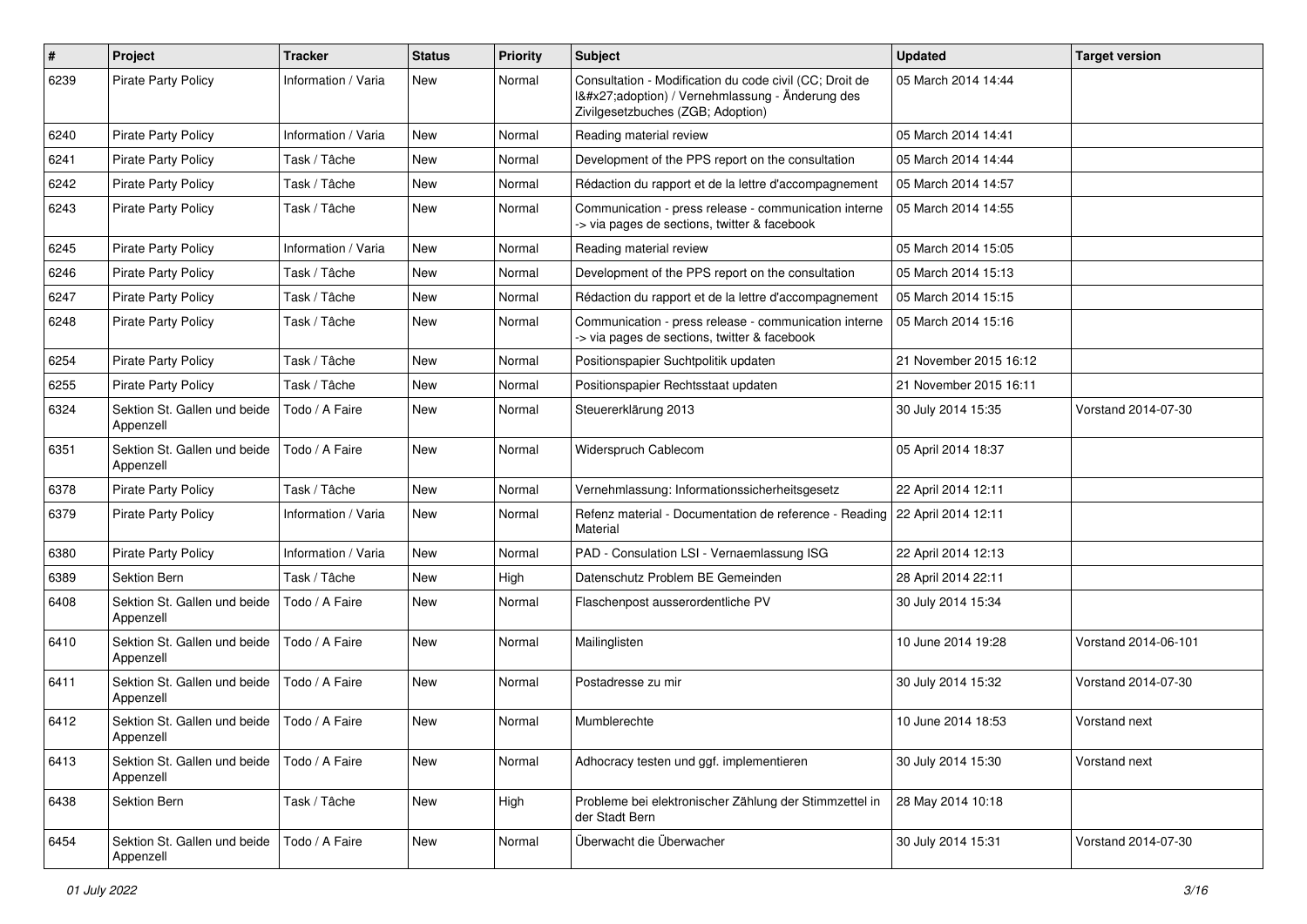| # | Project | Tracker | Status | Priority | Subject | Updated | Target version |
|---|---|---|---|---|---|---|---|
| 6239 | Pirate Party Policy | Information / Varia | New | Normal | Consultation - Modification du code civil (CC; Droit de l&#x27;adoption) / Vernehmlassung - Änderung des Zivilgesetzbuches (ZGB; Adoption) | 05 March 2014 14:44 | |
| 6240 | Pirate Party Policy | Information / Varia | New | Normal | Reading material review | 05 March 2014 14:41 | |
| 6241 | Pirate Party Policy | Task / Tâche | New | Normal | Development of the PPS report on the consultation | 05 March 2014 14:44 | |
| 6242 | Pirate Party Policy | Task / Tâche | New | Normal | Rédaction du rapport et de la lettre d'accompagnement | 05 March 2014 14:57 | |
| 6243 | Pirate Party Policy | Task / Tâche | New | Normal | Communication - press release - communication interne -> via pages de sections, twitter & facebook | 05 March 2014 14:55 | |
| 6245 | Pirate Party Policy | Information / Varia | New | Normal | Reading material review | 05 March 2014 15:05 | |
| 6246 | Pirate Party Policy | Task / Tâche | New | Normal | Development of the PPS report on the consultation | 05 March 2014 15:13 | |
| 6247 | Pirate Party Policy | Task / Tâche | New | Normal | Rédaction du rapport et de la lettre d'accompagnement | 05 March 2014 15:15 | |
| 6248 | Pirate Party Policy | Task / Tâche | New | Normal | Communication - press release - communication interne -> via pages de sections, twitter & facebook | 05 March 2014 15:16 | |
| 6254 | Pirate Party Policy | Task / Tâche | New | Normal | Positionspapier Suchtpolitik updaten | 21 November 2015 16:12 | |
| 6255 | Pirate Party Policy | Task / Tâche | New | Normal | Positionspapier Rechtsstaat updaten | 21 November 2015 16:11 | |
| 6324 | Sektion St. Gallen und beide Appenzell | Todo / A Faire | New | Normal | Steuererklärung 2013 | 30 July 2014 15:35 | Vorstand 2014-07-30 |
| 6351 | Sektion St. Gallen und beide Appenzell | Todo / A Faire | New | Normal | Widerspruch Cablecom | 05 April 2014 18:37 | |
| 6378 | Pirate Party Policy | Task / Tâche | New | Normal | Vernehmlassung: Informationssicherheitsgesetz | 22 April 2014 12:11 | |
| 6379 | Pirate Party Policy | Information / Varia | New | Normal | Refenz material - Documentation de reference - Reading Material | 22 April 2014 12:11 | |
| 6380 | Pirate Party Policy | Information / Varia | New | Normal | PAD - Consulation LSI - Vernaemlassung ISG | 22 April 2014 12:13 | |
| 6389 | Sektion Bern | Task / Tâche | New | High | Datenschutz Problem BE Gemeinden | 28 April 2014 22:11 | |
| 6408 | Sektion St. Gallen und beide Appenzell | Todo / A Faire | New | Normal | Flaschenpost ausserordentliche PV | 30 July 2014 15:34 | |
| 6410 | Sektion St. Gallen und beide Appenzell | Todo / A Faire | New | Normal | Mailinglisten | 10 June 2014 19:28 | Vorstand 2014-06-101 |
| 6411 | Sektion St. Gallen und beide Appenzell | Todo / A Faire | New | Normal | Postadresse zu mir | 30 July 2014 15:32 | Vorstand 2014-07-30 |
| 6412 | Sektion St. Gallen und beide Appenzell | Todo / A Faire | New | Normal | Mumblerechte | 10 June 2014 18:53 | Vorstand next |
| 6413 | Sektion St. Gallen und beide Appenzell | Todo / A Faire | New | Normal | Adhocracy testen und ggf. implementieren | 30 July 2014 15:30 | Vorstand next |
| 6438 | Sektion Bern | Task / Tâche | New | High | Probleme bei elektronischer Zählung der Stimmzettel in der Stadt Bern | 28 May 2014 10:18 | |
| 6454 | Sektion St. Gallen und beide Appenzell | Todo / A Faire | New | Normal | Überwacht die Überwacher | 30 July 2014 15:31 | Vorstand 2014-07-30 |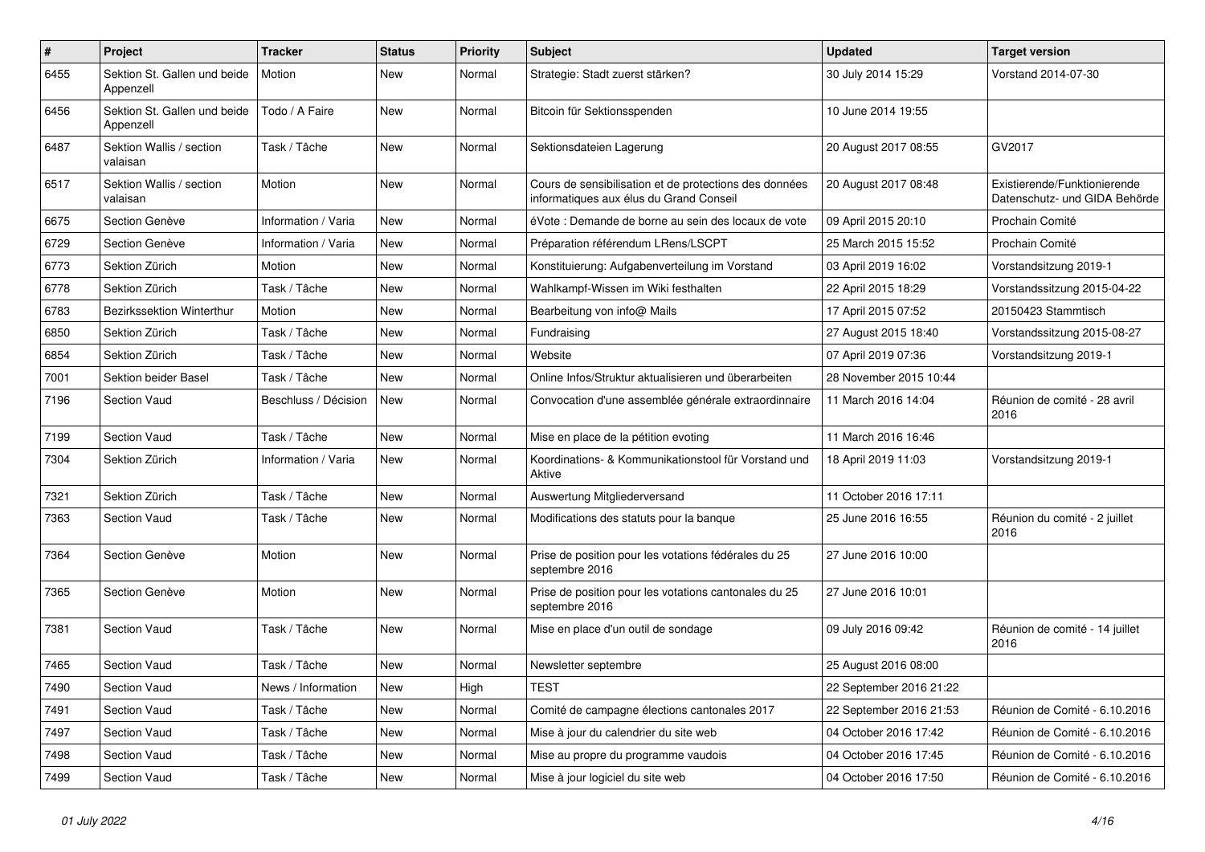| # | Project | Tracker | Status | Priority | Subject | Updated | Target version |
|---|---|---|---|---|---|---|---|
| 6455 | Sektion St. Gallen und beide Appenzell | Motion | New | Normal | Strategie: Stadt zuerst stärken? | 30 July 2014 15:29 | Vorstand 2014-07-30 |
| 6456 | Sektion St. Gallen und beide Appenzell | Todo / A Faire | New | Normal | Bitcoin für Sektionsspenden | 10 June 2014 19:55 | |
| 6487 | Sektion Wallis / section valaisan | Task / Tâche | New | Normal | Sektionsdateien Lagerung | 20 August 2017 08:55 | GV2017 |
| 6517 | Sektion Wallis / section valaisan | Motion | New | Normal | Cours de sensibilisation et de protections des données informatiques aux élus du Grand Conseil | 20 August 2017 08:48 | Existierende/Funktionierende Datenschutz- und GIDA Behörde |
| 6675 | Section Genève | Information / Varia | New | Normal | éVote : Demande de borne au sein des locaux de vote | 09 April 2015 20:10 | Prochain Comité |
| 6729 | Section Genève | Information / Varia | New | Normal | Préparation référendum LRens/LSCPT | 25 March 2015 15:52 | Prochain Comité |
| 6773 | Sektion Zürich | Motion | New | Normal | Konstituierung: Aufgabenverteilung im Vorstand | 03 April 2019 16:02 | Vorstandsitzung 2019-1 |
| 6778 | Sektion Zürich | Task / Tâche | New | Normal | Wahlkampf-Wissen im Wiki festhalten | 22 April 2015 18:29 | Vorstandssitzung 2015-04-22 |
| 6783 | Bezirkssektion Winterthur | Motion | New | Normal | Bearbeitung von info@ Mails | 17 April 2015 07:52 | 20150423 Stammtisch |
| 6850 | Sektion Zürich | Task / Tâche | New | Normal | Fundraising | 27 August 2015 18:40 | Vorstandssitzung 2015-08-27 |
| 6854 | Sektion Zürich | Task / Tâche | New | Normal | Website | 07 April 2019 07:36 | Vorstandsitzung 2019-1 |
| 7001 | Sektion beider Basel | Task / Tâche | New | Normal | Online Infos/Struktur aktualisieren und überarbeiten | 28 November 2015 10:44 | |
| 7196 | Section Vaud | Beschluss / Décision | New | Normal | Convocation d'une assemblée générale extraordinnaire | 11 March 2016 14:04 | Réunion de comité - 28 avril 2016 |
| 7199 | Section Vaud | Task / Tâche | New | Normal | Mise en place de la pétition evoting | 11 March 2016 16:46 | |
| 7304 | Sektion Zürich | Information / Varia | New | Normal | Koordinations- & Kommunikationstool für Vorstand und Aktive | 18 April 2019 11:03 | Vorstandsitzung 2019-1 |
| 7321 | Sektion Zürich | Task / Tâche | New | Normal | Auswertung Mitgliederversand | 11 October 2016 17:11 | |
| 7363 | Section Vaud | Task / Tâche | New | Normal | Modifications des statuts pour la banque | 25 June 2016 16:55 | Réunion du comité - 2 juillet 2016 |
| 7364 | Section Genève | Motion | New | Normal | Prise de position pour les votations fédérales du 25 septembre 2016 | 27 June 2016 10:00 | |
| 7365 | Section Genève | Motion | New | Normal | Prise de position pour les votations cantonales du 25 septembre 2016 | 27 June 2016 10:01 | |
| 7381 | Section Vaud | Task / Tâche | New | Normal | Mise en place d'un outil de sondage | 09 July 2016 09:42 | Réunion de comité - 14 juillet 2016 |
| 7465 | Section Vaud | Task / Tâche | New | Normal | Newsletter septembre | 25 August 2016 08:00 | |
| 7490 | Section Vaud | News / Information | New | High | TEST | 22 September 2016 21:22 | |
| 7491 | Section Vaud | Task / Tâche | New | Normal | Comité de campagne élections cantonales 2017 | 22 September 2016 21:53 | Réunion de Comité - 6.10.2016 |
| 7497 | Section Vaud | Task / Tâche | New | Normal | Mise à jour du calendrier du site web | 04 October 2016 17:42 | Réunion de Comité - 6.10.2016 |
| 7498 | Section Vaud | Task / Tâche | New | Normal | Mise au propre du programme vaudois | 04 October 2016 17:45 | Réunion de Comité - 6.10.2016 |
| 7499 | Section Vaud | Task / Tâche | New | Normal | Mise à jour logiciel du site web | 04 October 2016 17:50 | Réunion de Comité - 6.10.2016 |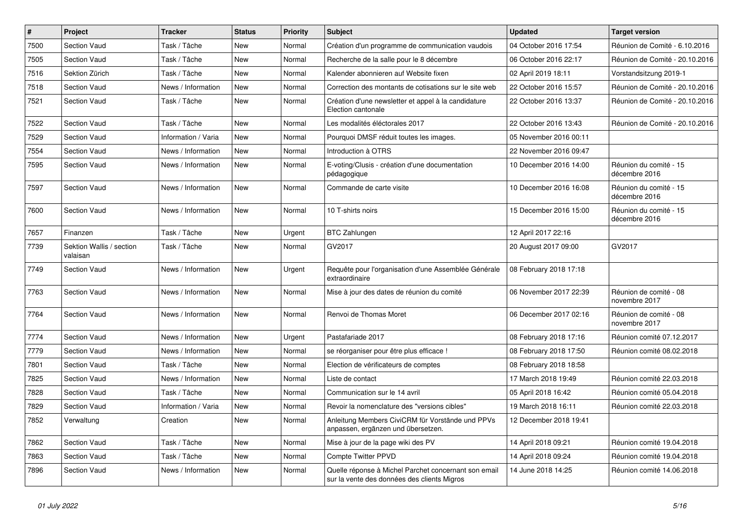| # | Project | Tracker | Status | Priority | Subject | Updated | Target version |
|---|---|---|---|---|---|---|---|
| 7500 | Section Vaud | Task / Tâche | New | Normal | Création d'un programme de communication vaudois | 04 October 2016 17:54 | Réunion de Comité - 6.10.2016 |
| 7505 | Section Vaud | Task / Tâche | New | Normal | Recherche de la salle pour le 8 décembre | 06 October 2016 22:17 | Réunion de Comité - 20.10.2016 |
| 7516 | Sektion Zürich | Task / Tâche | New | Normal | Kalender abonnieren auf Website fixen | 02 April 2019 18:11 | Vorstandsitzung 2019-1 |
| 7518 | Section Vaud | News / Information | New | Normal | Correction des montants de cotisations sur le site web | 22 October 2016 15:57 | Réunion de Comité - 20.10.2016 |
| 7521 | Section Vaud | Task / Tâche | New | Normal | Création d'une newsletter et appel à la candidature Election cantonale | 22 October 2016 13:37 | Réunion de Comité - 20.10.2016 |
| 7522 | Section Vaud | Task / Tâche | New | Normal | Les modalités éléctorales 2017 | 22 October 2016 13:43 | Réunion de Comité - 20.10.2016 |
| 7529 | Section Vaud | Information / Varia | New | Normal | Pourquoi DMSF réduit toutes les images. | 05 November 2016 00:11 | |
| 7554 | Section Vaud | News / Information | New | Normal | Introduction à OTRS | 22 November 2016 09:47 | |
| 7595 | Section Vaud | News / Information | New | Normal | E-voting/Clusis - création d'une documentation pédagogique | 10 December 2016 14:00 | Réunion du comité - 15 décembre 2016 |
| 7597 | Section Vaud | News / Information | New | Normal | Commande de carte visite | 10 December 2016 16:08 | Réunion du comité - 15 décembre 2016 |
| 7600 | Section Vaud | News / Information | New | Normal | 10 T-shirts noirs | 15 December 2016 15:00 | Réunion du comité - 15 décembre 2016 |
| 7657 | Finanzen | Task / Tâche | New | Urgent | BTC Zahlungen | 12 April 2017 22:16 | |
| 7739 | Sektion Wallis / section valaisan | Task / Tâche | New | Normal | GV2017 | 20 August 2017 09:00 | GV2017 |
| 7749 | Section Vaud | News / Information | New | Urgent | Requête pour l'organisation d'une Assemblée Générale extraordinaire | 08 February 2018 17:18 | |
| 7763 | Section Vaud | News / Information | New | Normal | Mise à jour des dates de réunion du comité | 06 November 2017 22:39 | Réunion de comité - 08 novembre 2017 |
| 7764 | Section Vaud | News / Information | New | Normal | Renvoi de Thomas Moret | 06 December 2017 02:16 | Réunion de comité - 08 novembre 2017 |
| 7774 | Section Vaud | News / Information | New | Urgent | Pastafariade 2017 | 08 February 2018 17:16 | Réunion comité 07.12.2017 |
| 7779 | Section Vaud | News / Information | New | Normal | se réorganiser pour être plus efficace ! | 08 February 2018 17:50 | Réunion comité 08.02.2018 |
| 7801 | Section Vaud | Task / Tâche | New | Normal | Election de vérificateurs de comptes | 08 February 2018 18:58 | |
| 7825 | Section Vaud | News / Information | New | Normal | Liste de contact | 17 March 2018 19:49 | Réunion comité 22.03.2018 |
| 7828 | Section Vaud | Task / Tâche | New | Normal | Communication sur le 14 avril | 05 April 2018 16:42 | Réunion comité 05.04.2018 |
| 7829 | Section Vaud | Information / Varia | New | Normal | Revoir la nomenclature des "versions cibles" | 19 March 2018 16:11 | Réunion comité 22.03.2018 |
| 7852 | Verwaltung | Creation | New | Normal | Anleitung Members CiviCRM für Vorstände und PPVs anpassen, ergänzen und übersetzen. | 12 December 2018 19:41 | |
| 7862 | Section Vaud | Task / Tâche | New | Normal | Mise à jour de la page wiki des PV | 14 April 2018 09:21 | Réunion comité 19.04.2018 |
| 7863 | Section Vaud | Task / Tâche | New | Normal | Compte Twitter PPVD | 14 April 2018 09:24 | Réunion comité 19.04.2018 |
| 7896 | Section Vaud | News / Information | New | Normal | Quelle réponse à Michel Parchet concernant son email sur la vente des données des clients Migros | 14 June 2018 14:25 | Réunion comité 14.06.2018 |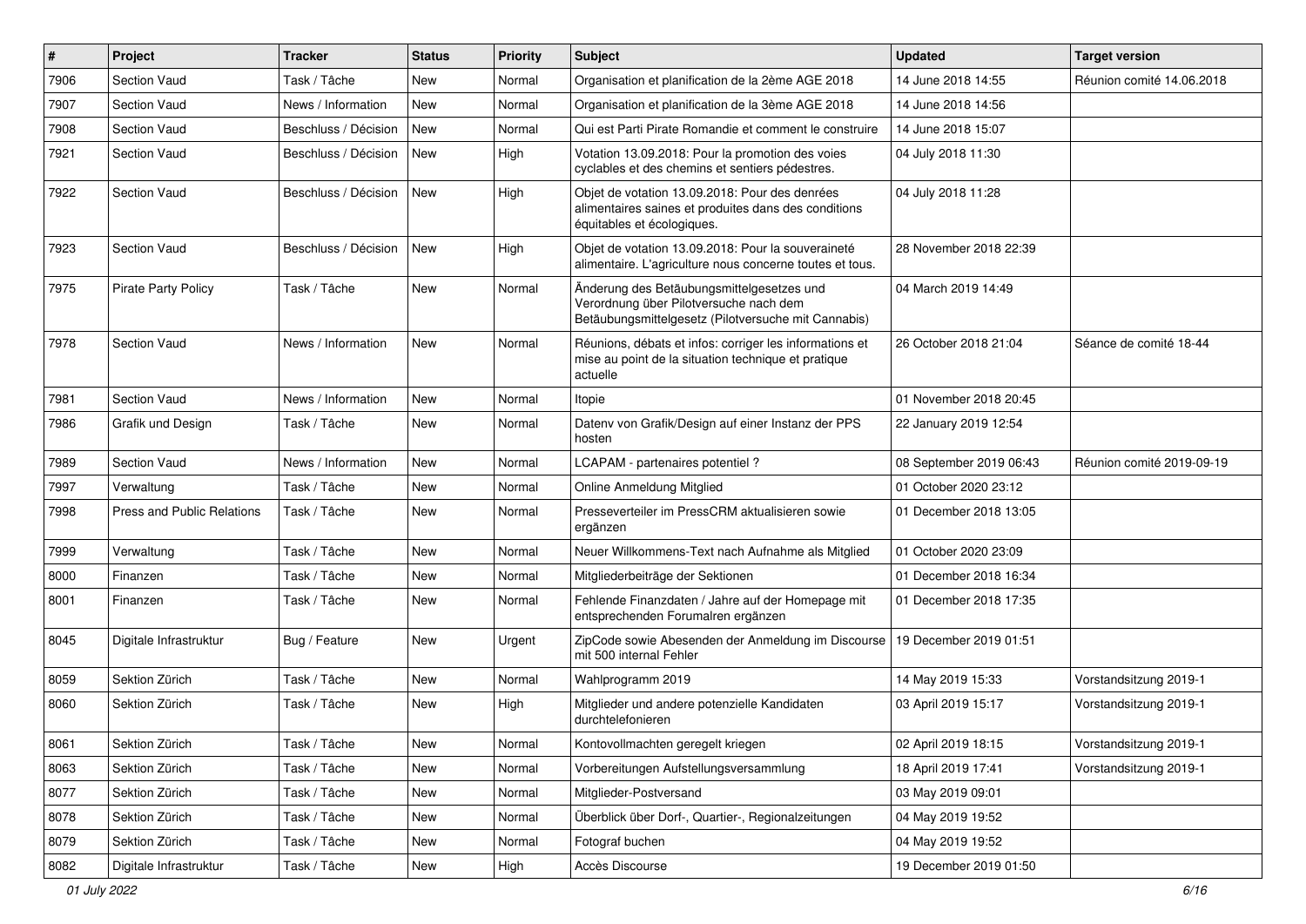| # | Project | Tracker | Status | Priority | Subject | Updated | Target version |
|---|---|---|---|---|---|---|---|
| 7906 | Section Vaud | Task / Tâche | New | Normal | Organisation et planification de la 2ème AGE 2018 | 14 June 2018 14:55 | Réunion comité 14.06.2018 |
| 7907 | Section Vaud | News / Information | New | Normal | Organisation et planification de la 3ème AGE 2018 | 14 June 2018 14:56 | |
| 7908 | Section Vaud | Beschluss / Décision | New | Normal | Qui est Parti Pirate Romandie et comment le construire | 14 June 2018 15:07 | |
| 7921 | Section Vaud | Beschluss / Décision | New | High | Votation 13.09.2018: Pour la promotion des voies cyclables et des chemins et sentiers pédestres. | 04 July 2018 11:30 | |
| 7922 | Section Vaud | Beschluss / Décision | New | High | Objet de votation 13.09.2018: Pour des denrées alimentaires saines et produites dans des conditions équitables et écologiques. | 04 July 2018 11:28 | |
| 7923 | Section Vaud | Beschluss / Décision | New | High | Objet de votation 13.09.2018: Pour la souveraineté alimentaire. L'agriculture nous concerne toutes et tous. | 28 November 2018 22:39 | |
| 7975 | Pirate Party Policy | Task / Tâche | New | Normal | Änderung des Betäubungsmittelgesetzes und Verordnung über Pilotversuche nach dem Betäubungsmittelgesetz (Pilotversuche mit Cannabis) | 04 March 2019 14:49 | |
| 7978 | Section Vaud | News / Information | New | Normal | Réunions, débats et infos: corriger les informations et mise au point de la situation technique et pratique actuelle | 26 October 2018 21:04 | Séance de comité 18-44 |
| 7981 | Section Vaud | News / Information | New | Normal | Itopie | 01 November 2018 20:45 | |
| 7986 | Grafik und Design | Task / Tâche | New | Normal | Datenv von Grafik/Design auf einer Instanz der PPS hosten | 22 January 2019 12:54 | |
| 7989 | Section Vaud | News / Information | New | Normal | LCAPAM - partenaires potentiel ? | 08 September 2019 06:43 | Réunion comité 2019-09-19 |
| 7997 | Verwaltung | Task / Tâche | New | Normal | Online Anmeldung Mitglied | 01 October 2020 23:12 | |
| 7998 | Press and Public Relations | Task / Tâche | New | Normal | Presseverteiler im PressCRM aktualisieren sowie ergänzen | 01 December 2018 13:05 | |
| 7999 | Verwaltung | Task / Tâche | New | Normal | Neuer Willkommens-Text nach Aufnahme als Mitglied | 01 October 2020 23:09 | |
| 8000 | Finanzen | Task / Tâche | New | Normal | Mitgliederbeiträge der Sektionen | 01 December 2018 16:34 | |
| 8001 | Finanzen | Task / Tâche | New | Normal | Fehlende Finanzdaten / Jahre auf der Homepage mit entsprechenden Forumalren ergänzen | 01 December 2018 17:35 | |
| 8045 | Digitale Infrastruktur | Bug / Feature | New | Urgent | ZipCode sowie Absenden der Anmeldung im Discourse mit 500 internal Fehler | 19 December 2019 01:51 | |
| 8059 | Sektion Zürich | Task / Tâche | New | Normal | Wahlprogramm 2019 | 14 May 2019 15:33 | Vorstandsitzung 2019-1 |
| 8060 | Sektion Zürich | Task / Tâche | New | High | Mitglieder und andere potenzielle Kandidaten durchtelefonieren | 03 April 2019 15:17 | Vorstandsitzung 2019-1 |
| 8061 | Sektion Zürich | Task / Tâche | New | Normal | Kontovollmachten geregelt kriegen | 02 April 2019 18:15 | Vorstandsitzung 2019-1 |
| 8063 | Sektion Zürich | Task / Tâche | New | Normal | Vorbereitungen Aufstellungsversammlung | 18 April 2019 17:41 | Vorstandsitzung 2019-1 |
| 8077 | Sektion Zürich | Task / Tâche | New | Normal | Mitglieder-Postversand | 03 May 2019 09:01 | |
| 8078 | Sektion Zürich | Task / Tâche | New | Normal | Überblick über Dorf-, Quartier-, Regionalzeitungen | 04 May 2019 19:52 | |
| 8079 | Sektion Zürich | Task / Tâche | New | Normal | Fotograf buchen | 04 May 2019 19:52 | |
| 8082 | Digitale Infrastruktur | Task / Tâche | New | High | Accès Discourse | 19 December 2019 01:50 | |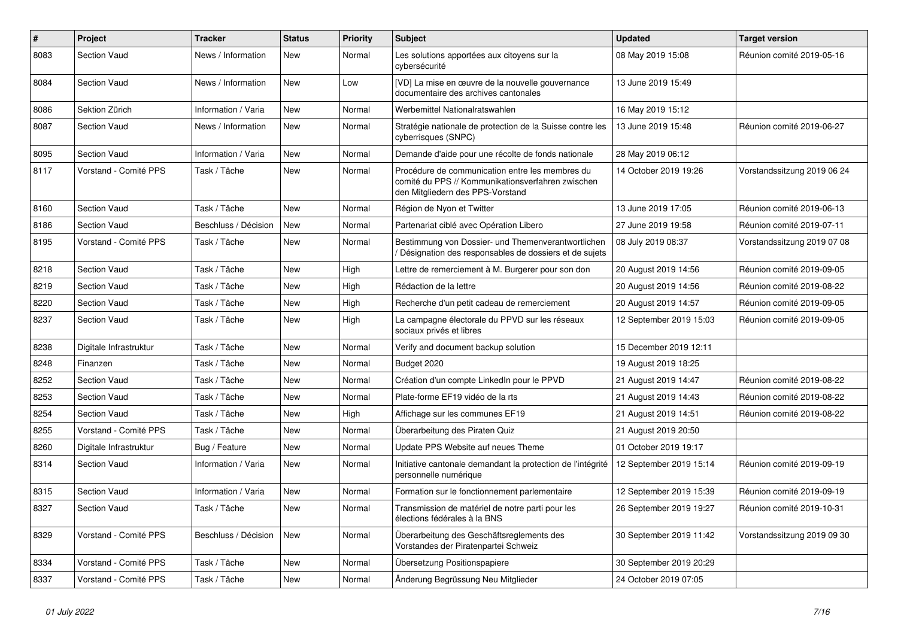| # | Project | Tracker | Status | Priority | Subject | Updated | Target version |
|---|---|---|---|---|---|---|---|
| 8083 | Section Vaud | News / Information | New | Normal | Les solutions apportées aux citoyens sur la cybersécurité | 08 May 2019 15:08 | Réunion comité 2019-05-16 |
| 8084 | Section Vaud | News / Information | New | Low | [VD] La mise en œuvre de la nouvelle gouvernance documentaire des archives cantonales | 13 June 2019 15:49 | |
| 8086 | Sektion Zürich | Information / Varia | New | Normal | Werbemittel Nationalratswahlen | 16 May 2019 15:12 | |
| 8087 | Section Vaud | News / Information | New | Normal | Stratégie nationale de protection de la Suisse contre les cyberrisques (SNPC) | 13 June 2019 15:48 | Réunion comité 2019-06-27 |
| 8095 | Section Vaud | Information / Varia | New | Normal | Demande d'aide pour une récolte de fonds nationale | 28 May 2019 06:12 | |
| 8117 | Vorstand - Comité PPS | Task / Tâche | New | Normal | Procédure de communication entre les membres du comité du PPS // Kommunikationsverfahren zwischen den Mitgliedern des PPS-Vorstand | 14 October 2019 19:26 | Vorstandssitzung 2019 06 24 |
| 8160 | Section Vaud | Task / Tâche | New | Normal | Région de Nyon et Twitter | 13 June 2019 17:05 | Réunion comité 2019-06-13 |
| 8186 | Section Vaud | Beschluss / Décision | New | Normal | Partenariat ciblé avec Opération Libero | 27 June 2019 19:58 | Réunion comité 2019-07-11 |
| 8195 | Vorstand - Comité PPS | Task / Tâche | New | Normal | Bestimmung von Dossier- und Themenverantwortlichen / Désignation des responsables de dossiers et de sujets | 08 July 2019 08:37 | Vorstandssitzung 2019 07 08 |
| 8218 | Section Vaud | Task / Tâche | New | High | Lettre de remerciement à M. Burgerer pour son don | 20 August 2019 14:56 | Réunion comité 2019-09-05 |
| 8219 | Section Vaud | Task / Tâche | New | High | Rédaction de la lettre | 20 August 2019 14:56 | Réunion comité 2019-08-22 |
| 8220 | Section Vaud | Task / Tâche | New | High | Recherche d'un petit cadeau de remerciement | 20 August 2019 14:57 | Réunion comité 2019-09-05 |
| 8237 | Section Vaud | Task / Tâche | New | High | La campagne électorale du PPVD sur les réseaux sociaux privés et libres | 12 September 2019 15:03 | Réunion comité 2019-09-05 |
| 8238 | Digitale Infrastruktur | Task / Tâche | New | Normal | Verify and document backup solution | 15 December 2019 12:11 | |
| 8248 | Finanzen | Task / Tâche | New | Normal | Budget 2020 | 19 August 2019 18:25 | |
| 8252 | Section Vaud | Task / Tâche | New | Normal | Création d'un compte LinkedIn pour le PPVD | 21 August 2019 14:47 | Réunion comité 2019-08-22 |
| 8253 | Section Vaud | Task / Tâche | New | Normal | Plate-forme EF19 vidéo de la rts | 21 August 2019 14:43 | Réunion comité 2019-08-22 |
| 8254 | Section Vaud | Task / Tâche | New | High | Affichage sur les communes EF19 | 21 August 2019 14:51 | Réunion comité 2019-08-22 |
| 8255 | Vorstand - Comité PPS | Task / Tâche | New | Normal | Überarbeitung des Piraten Quiz | 21 August 2019 20:50 | |
| 8260 | Digitale Infrastruktur | Bug / Feature | New | Normal | Update PPS Website auf neues Theme | 01 October 2019 19:17 | |
| 8314 | Section Vaud | Information / Varia | New | Normal | Initiative cantonale demandant la protection de l'intégrité personnelle numérique | 12 September 2019 15:14 | Réunion comité 2019-09-19 |
| 8315 | Section Vaud | Information / Varia | New | Normal | Formation sur le fonctionnement parlementaire | 12 September 2019 15:39 | Réunion comité 2019-09-19 |
| 8327 | Section Vaud | Task / Tâche | New | Normal | Transmission de matériel de notre parti pour les élections fédérales à la BNS | 26 September 2019 19:27 | Réunion comité 2019-10-31 |
| 8329 | Vorstand - Comité PPS | Beschluss / Décision | New | Normal | Überarbeitung des Geschäftsreglements des Vorstandes der Piratenpartei Schweiz | 30 September 2019 11:42 | Vorstandssitzung 2019 09 30 |
| 8334 | Vorstand - Comité PPS | Task / Tâche | New | Normal | Übersetzung Positionspapiere | 30 September 2019 20:29 | |
| 8337 | Vorstand - Comité PPS | Task / Tâche | New | Normal | Änderung Begrüssung Neu Mitglieder | 24 October 2019 07:05 | |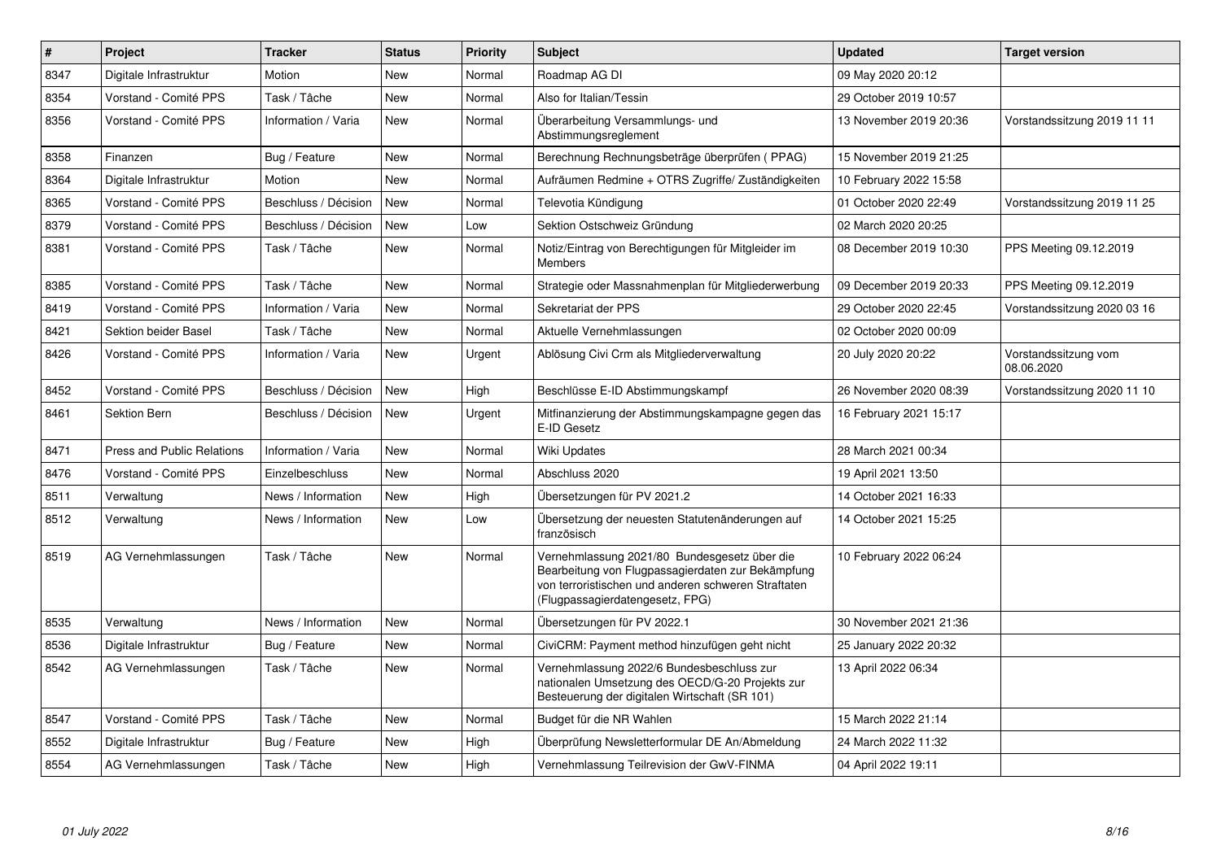| # | Project | Tracker | Status | Priority | Subject | Updated | Target version |
|---|---|---|---|---|---|---|---|
| 8347 | Digitale Infrastruktur | Motion | New | Normal | Roadmap AG DI | 09 May 2020 20:12 | |
| 8354 | Vorstand - Comité PPS | Task / Tâche | New | Normal | Also for Italian/Tessin | 29 October 2019 10:57 | |
| 8356 | Vorstand - Comité PPS | Information / Varia | New | Normal | Überarbeitung Versammlungs- und Abstimmungsreglement | 13 November 2019 20:36 | Vorstandssitzung 2019 11 11 |
| 8358 | Finanzen | Bug / Feature | New | Normal | Berechnung Rechnungsbeträge überprüfen ( PPAG) | 15 November 2019 21:25 | |
| 8364 | Digitale Infrastruktur | Motion | New | Normal | Aufräumen Redmine + OTRS Zugriffe/ Zuständigkeiten | 10 February 2022 15:58 | |
| 8365 | Vorstand - Comité PPS | Beschluss / Décision | New | Normal | Televotia Kündigung | 01 October 2020 22:49 | Vorstandssitzung 2019 11 25 |
| 8379 | Vorstand - Comité PPS | Beschluss / Décision | New | Low | Sektion Ostschweiz Gründung | 02 March 2020 20:25 | |
| 8381 | Vorstand - Comité PPS | Task / Tâche | New | Normal | Notiz/Eintrag von Berechtigungen für Mitgleider im Members | 08 December 2019 10:30 | PPS Meeting 09.12.2019 |
| 8385 | Vorstand - Comité PPS | Task / Tâche | New | Normal | Strategie oder Massnahmenplan für Mitgliederwerbung | 09 December 2019 20:33 | PPS Meeting 09.12.2019 |
| 8419 | Vorstand - Comité PPS | Information / Varia | New | Normal | Sekretariat der PPS | 29 October 2020 22:45 | Vorstandssitzung 2020 03 16 |
| 8421 | Sektion beider Basel | Task / Tâche | New | Normal | Aktuelle Vernehmlassungen | 02 October 2020 00:09 | |
| 8426 | Vorstand - Comité PPS | Information / Varia | New | Urgent | Ablösung Civi Crm als Mitgliederverwaltung | 20 July 2020 20:22 | Vorstandssitzung vom 08.06.2020 |
| 8452 | Vorstand - Comité PPS | Beschluss / Décision | New | High | Beschlüsse E-ID Abstimmungskampf | 26 November 2020 08:39 | Vorstandssitzung 2020 11 10 |
| 8461 | Sektion Bern | Beschluss / Décision | New | Urgent | Mitfinanzierung der Abstimmungskampagne gegen das E-ID Gesetz | 16 February 2021 15:17 | |
| 8471 | Press and Public Relations | Information / Varia | New | Normal | Wiki Updates | 28 March 2021 00:34 | |
| 8476 | Vorstand - Comité PPS | Einzelbeschluss | New | Normal | Abschluss 2020 | 19 April 2021 13:50 | |
| 8511 | Verwaltung | News / Information | New | High | Übersetzungen für PV 2021.2 | 14 October 2021 16:33 | |
| 8512 | Verwaltung | News / Information | New | Low | Übersetzung der neuesten Statutenänderungen auf französisch | 14 October 2021 15:25 | |
| 8519 | AG Vernehmlassungen | Task / Tâche | New | Normal | Vernehmlassung 2021/80 Bundesgesetz über die Bearbeitung von Flugpassagierdaten zur Bekämpfung von terroristischen und anderen schweren Straftaten (Flugpassagierdatengesetz, FPG) | 10 February 2022 06:24 | |
| 8535 | Verwaltung | News / Information | New | Normal | Übersetzungen für PV 2022.1 | 30 November 2021 21:36 | |
| 8536 | Digitale Infrastruktur | Bug / Feature | New | Normal | CiviCRM: Payment method hinzufügen geht nicht | 25 January 2022 20:32 | |
| 8542 | AG Vernehmlassungen | Task / Tâche | New | Normal | Vernehmlassung 2022/6 Bundesbeschluss zur nationalen Umsetzung des OECD/G-20 Projekts zur Besteuerung der digitalen Wirtschaft (SR 101) | 13 April 2022 06:34 | |
| 8547 | Vorstand - Comité PPS | Task / Tâche | New | Normal | Budget für die NR Wahlen | 15 March 2022 21:14 | |
| 8552 | Digitale Infrastruktur | Bug / Feature | New | High | Überprüfung Newsletterformular DE An/Abmeldung | 24 March 2022 11:32 | |
| 8554 | AG Vernehmlassungen | Task / Tâche | New | High | Vernehmlassung Teilrevision der GwV-FINMA | 04 April 2022 19:11 | |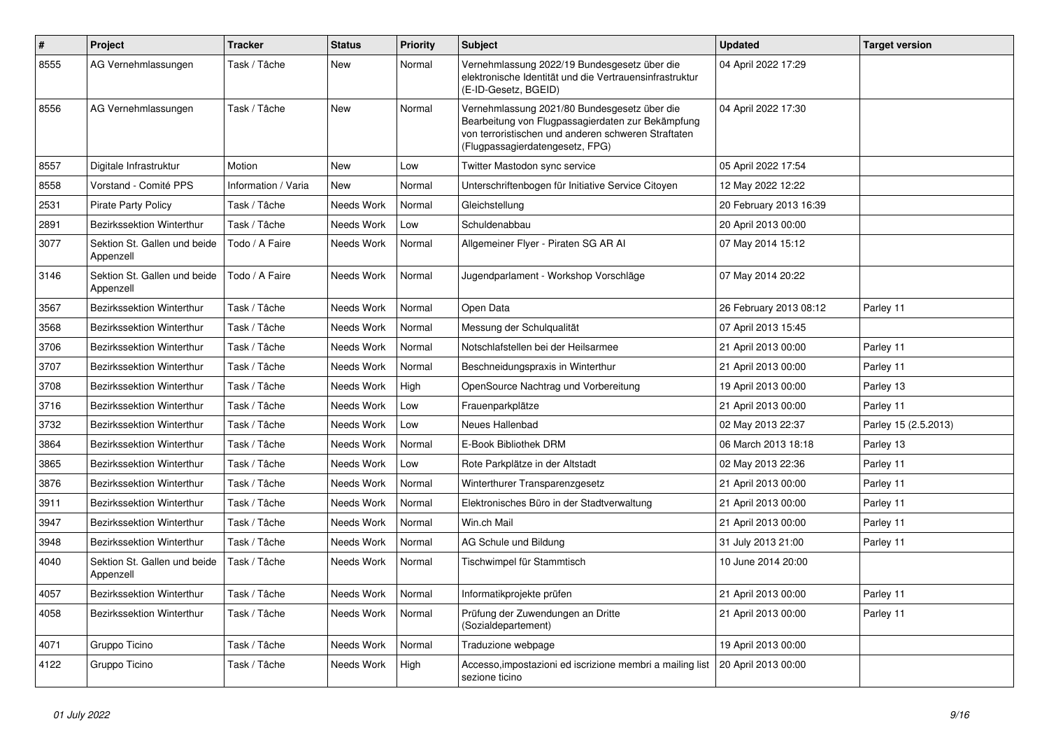| # | Project | Tracker | Status | Priority | Subject | Updated | Target version |
|---|---|---|---|---|---|---|---|
| 8555 | AG Vernehmlassungen | Task / Tâche | New | Normal | Vernehmlassung 2022/19 Bundesgesetz über die elektronische Identität und die Vertrauensinfrastruktur (E-ID-Gesetz, BGEID) | 04 April 2022 17:29 | |
| 8556 | AG Vernehmlassungen | Task / Tâche | New | Normal | Vernehmlassung 2021/80 Bundesgesetz über die Bearbeitung von Flugpassagierdaten zur Bekämpfung von terroristischen und anderen schweren Straftaten (Flugpassagierdatengesetz, FPG) | 04 April 2022 17:30 | |
| 8557 | Digitale Infrastruktur | Motion | New | Low | Twitter Mastodon sync service | 05 April 2022 17:54 | |
| 8558 | Vorstand - Comité PPS | Information / Varia | New | Normal | Unterschriftenbogen für Initiative Service Citoyen | 12 May 2022 12:22 | |
| 2531 | Pirate Party Policy | Task / Tâche | Needs Work | Normal | Gleichstellung | 20 February 2013 16:39 | |
| 2891 | Bezirkssektion Winterthur | Task / Tâche | Needs Work | Low | Schuldenabbau | 20 April 2013 00:00 | |
| 3077 | Sektion St. Gallen und beide Appenzell | Todo / A Faire | Needs Work | Normal | Allgemeiner Flyer - Piraten SG AR AI | 07 May 2014 15:12 | |
| 3146 | Sektion St. Gallen und beide Appenzell | Todo / A Faire | Needs Work | Normal | Jugendparlament - Workshop Vorschläge | 07 May 2014 20:22 | |
| 3567 | Bezirkssektion Winterthur | Task / Tâche | Needs Work | Normal | Open Data | 26 February 2013 08:12 | Parley 11 |
| 3568 | Bezirkssektion Winterthur | Task / Tâche | Needs Work | Normal | Messung der Schulqualität | 07 April 2013 15:45 | |
| 3706 | Bezirkssektion Winterthur | Task / Tâche | Needs Work | Normal | Notschlafstellen bei der Heilsarmee | 21 April 2013 00:00 | Parley 11 |
| 3707 | Bezirkssektion Winterthur | Task / Tâche | Needs Work | Normal | Beschneidungspraxis in Winterthur | 21 April 2013 00:00 | Parley 11 |
| 3708 | Bezirkssektion Winterthur | Task / Tâche | Needs Work | High | OpenSource Nachtrag und Vorbereitung | 19 April 2013 00:00 | Parley 13 |
| 3716 | Bezirkssektion Winterthur | Task / Tâche | Needs Work | Low | Frauenparkplätze | 21 April 2013 00:00 | Parley 11 |
| 3732 | Bezirkssektion Winterthur | Task / Tâche | Needs Work | Low | Neues Hallenbad | 02 May 2013 22:37 | Parley 15 (2.5.2013) |
| 3864 | Bezirkssektion Winterthur | Task / Tâche | Needs Work | Normal | E-Book Bibliothek DRM | 06 March 2013 18:18 | Parley 13 |
| 3865 | Bezirkssektion Winterthur | Task / Tâche | Needs Work | Low | Rote Parkplätze in der Altstadt | 02 May 2013 22:36 | Parley 11 |
| 3876 | Bezirkssektion Winterthur | Task / Tâche | Needs Work | Normal | Winterthurer Transparenzgesetz | 21 April 2013 00:00 | Parley 11 |
| 3911 | Bezirkssektion Winterthur | Task / Tâche | Needs Work | Normal | Elektronisches Büro in der Stadtverwaltung | 21 April 2013 00:00 | Parley 11 |
| 3947 | Bezirkssektion Winterthur | Task / Tâche | Needs Work | Normal | Win.ch Mail | 21 April 2013 00:00 | Parley 11 |
| 3948 | Bezirkssektion Winterthur | Task / Tâche | Needs Work | Normal | AG Schule und Bildung | 31 July 2013 21:00 | Parley 11 |
| 4040 | Sektion St. Gallen und beide Appenzell | Task / Tâche | Needs Work | Normal | Tischwimpel für Stammtisch | 10 June 2014 20:00 | |
| 4057 | Bezirkssektion Winterthur | Task / Tâche | Needs Work | Normal | Informatikprojekte prüfen | 21 April 2013 00:00 | Parley 11 |
| 4058 | Bezirkssektion Winterthur | Task / Tâche | Needs Work | Normal | Prüfung der Zuwendungen an Dritte (Sozialdepartement) | 21 April 2013 00:00 | Parley 11 |
| 4071 | Gruppo Ticino | Task / Tâche | Needs Work | Normal | Traduzione webpage | 19 April 2013 00:00 | |
| 4122 | Gruppo Ticino | Task / Tâche | Needs Work | High | Accesso,impostazioni ed iscrizione membri a mailing list sezione ticino | 20 April 2013 00:00 | |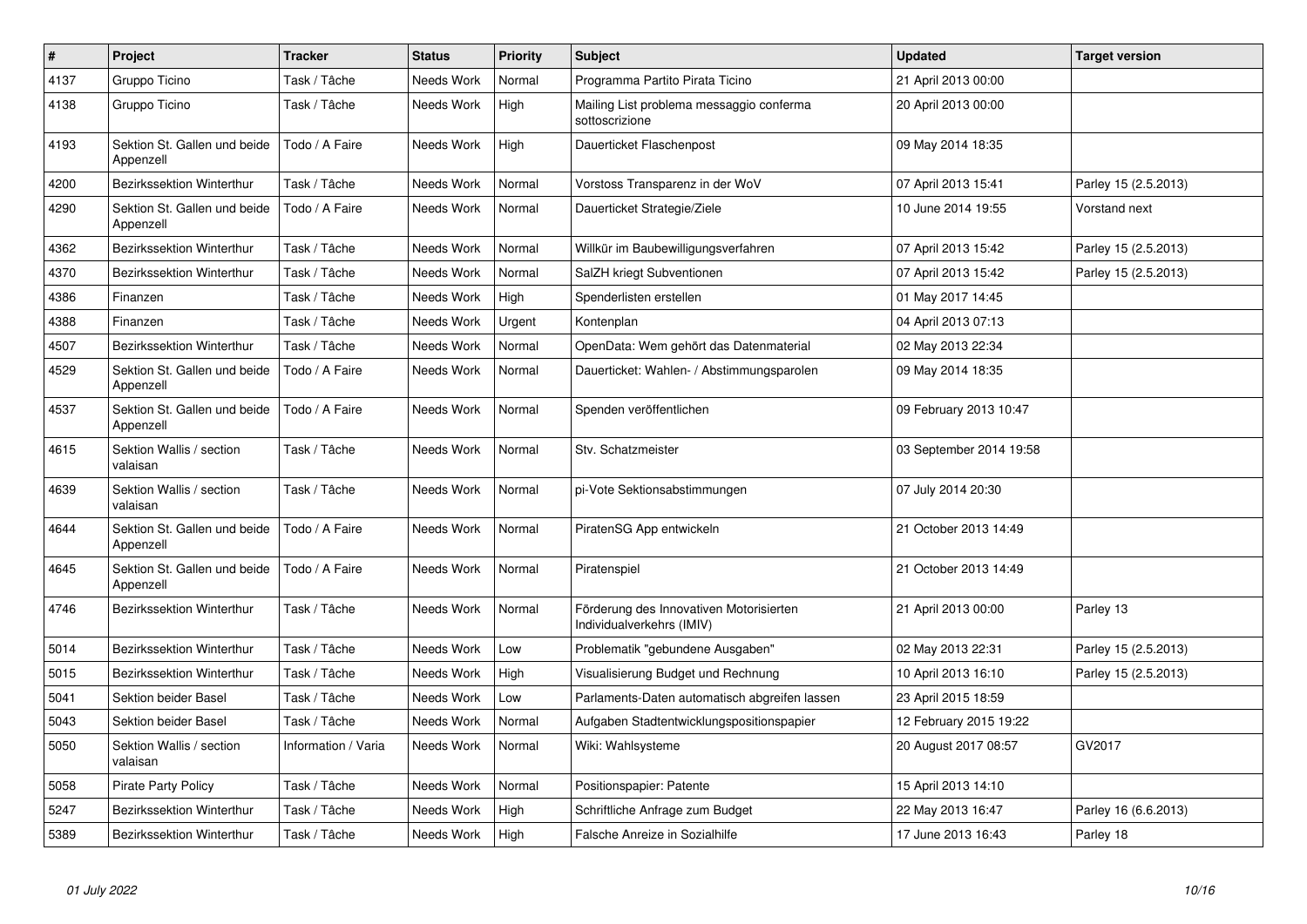| # | Project | Tracker | Status | Priority | Subject | Updated | Target version |
|---|---|---|---|---|---|---|---|
| 4137 | Gruppo Ticino | Task / Tâche | Needs Work | Normal | Programma Partito Pirata Ticino | 21 April 2013 00:00 | |
| 4138 | Gruppo Ticino | Task / Tâche | Needs Work | High | Mailing List problema messaggio conferma sottoscrizione | 20 April 2013 00:00 | |
| 4193 | Sektion St. Gallen und beide Appenzell | Todo / A Faire | Needs Work | High | Dauerticket Flaschenpost | 09 May 2014 18:35 | |
| 4200 | Bezirkssektion Winterthur | Task / Tâche | Needs Work | Normal | Vorstoss Transparenz in der WoV | 07 April 2013 15:41 | Parley 15 (2.5.2013) |
| 4290 | Sektion St. Gallen und beide Appenzell | Todo / A Faire | Needs Work | Normal | Dauerticket Strategie/Ziele | 10 June 2014 19:55 | Vorstand next |
| 4362 | Bezirkssektion Winterthur | Task / Tâche | Needs Work | Normal | Willkür im Baubewilligungsverfahren | 07 April 2013 15:42 | Parley 15 (2.5.2013) |
| 4370 | Bezirkssektion Winterthur | Task / Tâche | Needs Work | Normal | SalZH kriegt Subventionen | 07 April 2013 15:42 | Parley 15 (2.5.2013) |
| 4386 | Finanzen | Task / Tâche | Needs Work | High | Spenderlisten erstellen | 01 May 2017 14:45 | |
| 4388 | Finanzen | Task / Tâche | Needs Work | Urgent | Kontenplan | 04 April 2013 07:13 | |
| 4507 | Bezirkssektion Winterthur | Task / Tâche | Needs Work | Normal | OpenData: Wem gehört das Datenmaterial | 02 May 2013 22:34 | |
| 4529 | Sektion St. Gallen und beide Appenzell | Todo / A Faire | Needs Work | Normal | Dauerticket: Wahlen- / Abstimmungsparolen | 09 May 2014 18:35 | |
| 4537 | Sektion St. Gallen und beide Appenzell | Todo / A Faire | Needs Work | Normal | Spenden veröffentlichen | 09 February 2013 10:47 | |
| 4615 | Sektion Wallis / section valaisan | Task / Tâche | Needs Work | Normal | Stv. Schatzmeister | 03 September 2014 19:58 | |
| 4639 | Sektion Wallis / section valaisan | Task / Tâche | Needs Work | Normal | pi-Vote Sektionsabstimmungen | 07 July 2014 20:30 | |
| 4644 | Sektion St. Gallen und beide Appenzell | Todo / A Faire | Needs Work | Normal | PiratenSG App entwickeln | 21 October 2013 14:49 | |
| 4645 | Sektion St. Gallen und beide Appenzell | Todo / A Faire | Needs Work | Normal | Piratenspiel | 21 October 2013 14:49 | |
| 4746 | Bezirkssektion Winterthur | Task / Tâche | Needs Work | Normal | Förderung des Innovativen Motorisierten Individualverkehrs (IMIV) | 21 April 2013 00:00 | Parley 13 |
| 5014 | Bezirkssektion Winterthur | Task / Tâche | Needs Work | Low | Problematik "gebundene Ausgaben" | 02 May 2013 22:31 | Parley 15 (2.5.2013) |
| 5015 | Bezirkssektion Winterthur | Task / Tâche | Needs Work | High | Visualisierung Budget und Rechnung | 10 April 2013 16:10 | Parley 15 (2.5.2013) |
| 5041 | Sektion beider Basel | Task / Tâche | Needs Work | Low | Parlaments-Daten automatisch abgreifen lassen | 23 April 2015 18:59 | |
| 5043 | Sektion beider Basel | Task / Tâche | Needs Work | Normal | Aufgaben Stadtentwicklungspositionspapier | 12 February 2015 19:22 | |
| 5050 | Sektion Wallis / section valaisan | Information / Varia | Needs Work | Normal | Wiki: Wahlsysteme | 20 August 2017 08:57 | GV2017 |
| 5058 | Pirate Party Policy | Task / Tâche | Needs Work | Normal | Positionspapier: Patente | 15 April 2013 14:10 | |
| 5247 | Bezirkssektion Winterthur | Task / Tâche | Needs Work | High | Schriftliche Anfrage zum Budget | 22 May 2013 16:47 | Parley 16 (6.6.2013) |
| 5389 | Bezirkssektion Winterthur | Task / Tâche | Needs Work | High | Falsche Anreize in Sozialhilfe | 17 June 2013 16:43 | Parley 18 |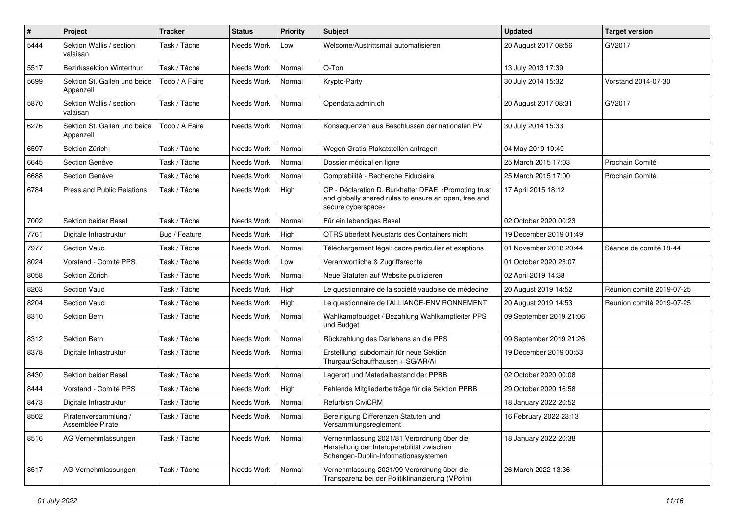| # | Project | Tracker | Status | Priority | Subject | Updated | Target version |
|---|---|---|---|---|---|---|---|
| 5444 | Sektion Wallis / section valaisan | Task / Tâche | Needs Work | Low | Welcome/Austrittsmail automatisieren | 20 August 2017 08:56 | GV2017 |
| 5517 | Bezirkssektion Winterthur | Task / Tâche | Needs Work | Normal | O-Ton | 13 July 2013 17:39 | |
| 5699 | Sektion St. Gallen und beide Appenzell | Todo / A Faire | Needs Work | Normal | Krypto-Party | 30 July 2014 15:32 | Vorstand 2014-07-30 |
| 5870 | Sektion Wallis / section valaisan | Task / Tâche | Needs Work | Normal | Opendata.admin.ch | 20 August 2017 08:31 | GV2017 |
| 6276 | Sektion St. Gallen und beide Appenzell | Todo / A Faire | Needs Work | Normal | Konsequenzen aus Beschlüssen der nationalen PV | 30 July 2014 15:33 | |
| 6597 | Sektion Zürich | Task / Tâche | Needs Work | Normal | Wegen Gratis-Plakatstellen anfragen | 04 May 2019 19:49 | |
| 6645 | Section Genève | Task / Tâche | Needs Work | Normal | Dossier médical en ligne | 25 March 2015 17:03 | Prochain Comité |
| 6688 | Section Genève | Task / Tâche | Needs Work | Normal | Comptabilité - Recherche Fiduciaire | 25 March 2015 17:00 | Prochain Comité |
| 6784 | Press and Public Relations | Task / Tâche | Needs Work | High | CP - Déclaration D. Burkhalter DFAE «Promoting trust and globally shared rules to ensure an open, free and secure cyberspace» | 17 April 2015 18:12 | |
| 7002 | Sektion beider Basel | Task / Tâche | Needs Work | Normal | Für ein lebendiges Basel | 02 October 2020 00:23 | |
| 7761 | Digitale Infrastruktur | Bug / Feature | Needs Work | High | OTRS überlebt Neustarts des Containers nicht | 19 December 2019 01:49 | |
| 7977 | Section Vaud | Task / Tâche | Needs Work | Normal | Téléchargement légal: cadre particulier et exeptions | 01 November 2018 20:44 | Séance de comité 18-44 |
| 8024 | Vorstand - Comité PPS | Task / Tâche | Needs Work | Low | Verantwortliche & Zugriffsrechte | 01 October 2020 23:07 | |
| 8058 | Sektion Zürich | Task / Tâche | Needs Work | Normal | Neue Statuten auf Website publizieren | 02 April 2019 14:38 | |
| 8203 | Section Vaud | Task / Tâche | Needs Work | High | Le questionnaire de la société vaudoise de médecine | 20 August 2019 14:52 | Réunion comité 2019-07-25 |
| 8204 | Section Vaud | Task / Tâche | Needs Work | High | Le questionnaire de l'ALLIANCE-ENVIRONNEMENT | 20 August 2019 14:53 | Réunion comité 2019-07-25 |
| 8310 | Sektion Bern | Task / Tâche | Needs Work | Normal | Wahlkampfbudget / Bezahlung Wahlkampfleiter PPS und Budget | 09 September 2019 21:06 | |
| 8312 | Sektion Bern | Task / Tâche | Needs Work | Normal | Rückzahlung des Darlehens an die PPS | 09 September 2019 21:26 | |
| 8378 | Digitale Infrastruktur | Task / Tâche | Needs Work | Normal | Erstelllung subdomain für neue Sektion Thurgau/Schauffhausen + SG/AR/Ai | 19 December 2019 00:53 | |
| 8430 | Sektion beider Basel | Task / Tâche | Needs Work | Normal | Lagerort und Materialbestand der PPBB | 02 October 2020 00:08 | |
| 8444 | Vorstand - Comité PPS | Task / Tâche | Needs Work | High | Fehlende Mitgliederbeiträge für die Sektion PPBB | 29 October 2020 16:58 | |
| 8473 | Digitale Infrastruktur | Task / Tâche | Needs Work | Normal | Refurbish CiviCRM | 18 January 2022 20:52 | |
| 8502 | Piratenversammlung / Assemblée Pirate | Task / Tâche | Needs Work | Normal | Bereinigung Differenzen Statuten und Versammlungsreglement | 16 February 2022 23:13 | |
| 8516 | AG Vernehmlassungen | Task / Tâche | Needs Work | Normal | Vernehmlassung 2021/81 Verordnung über die Herstellung der Interoperabilität zwischen Schengen-Dublin-Informationssystemen | 18 January 2022 20:38 | |
| 8517 | AG Vernehmlassungen | Task / Tâche | Needs Work | Normal | Vernehmlassung 2021/99 Verordnung über die Transparenz bei der Politikfinanzierung (VPofin) | 26 March 2022 13:36 | |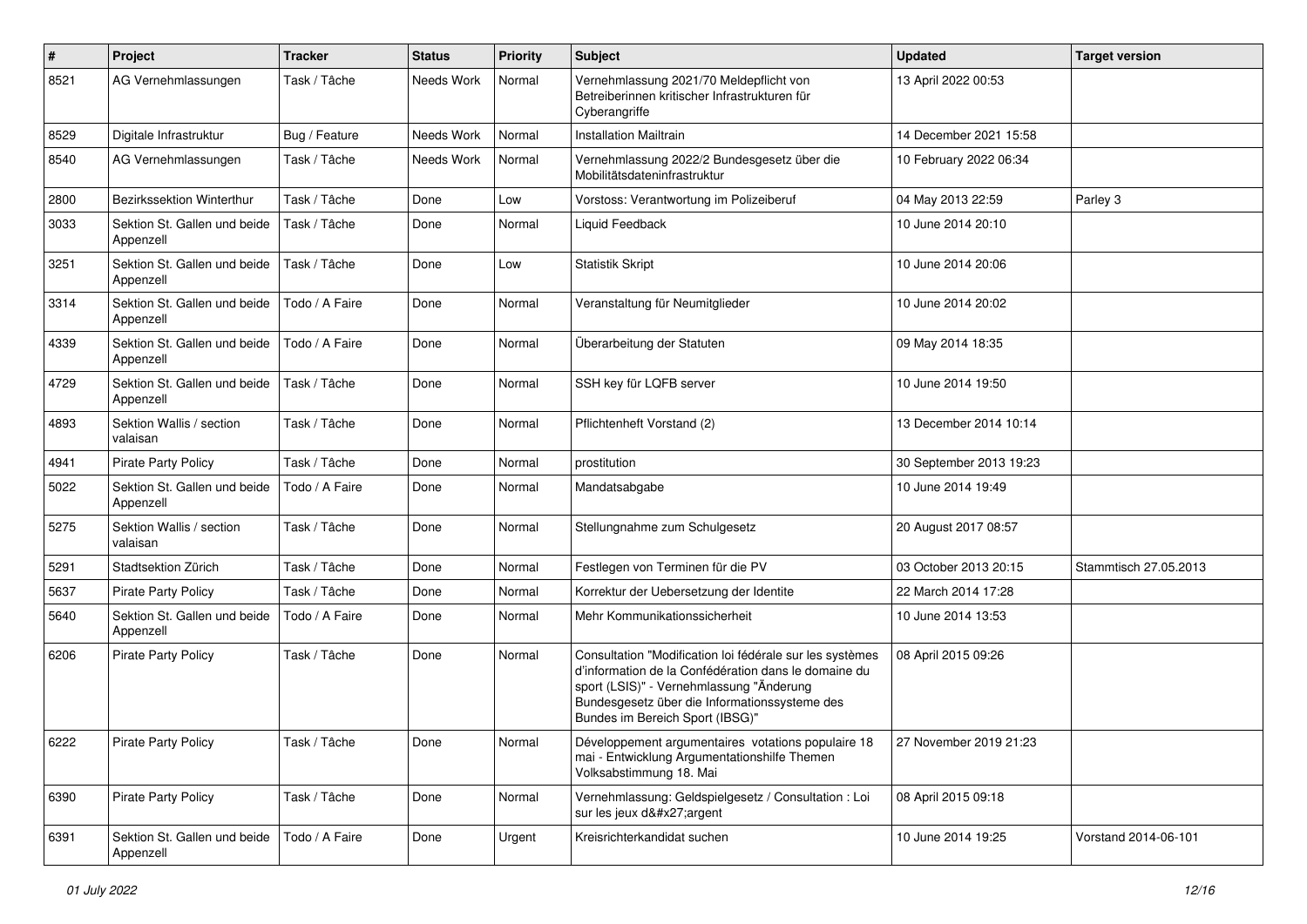| # | Project | Tracker | Status | Priority | Subject | Updated | Target version |
|---|---|---|---|---|---|---|---|
| 8521 | AG Vernehmlassungen | Task / Tâche | Needs Work | Normal | Vernehmlassung 2021/70 Meldepflicht von Betreiberinnen kritischer Infrastrukturen für Cyberangriffe | 13 April 2022 00:53 | |
| 8529 | Digitale Infrastruktur | Bug / Feature | Needs Work | Normal | Installation Mailtrain | 14 December 2021 15:58 | |
| 8540 | AG Vernehmlassungen | Task / Tâche | Needs Work | Normal | Vernehmlassung 2022/2 Bundesgesetz über die Mobilitätsdateninfrastruktur | 10 February 2022 06:34 | |
| 2800 | Bezirkssektion Winterthur | Task / Tâche | Done | Low | Vorstoss: Verantwortung im Polizeiberuf | 04 May 2013 22:59 | Parley 3 |
| 3033 | Sektion St. Gallen und beide Appenzell | Task / Tâche | Done | Normal | Liquid Feedback | 10 June 2014 20:10 | |
| 3251 | Sektion St. Gallen und beide Appenzell | Task / Tâche | Done | Low | Statistik Skript | 10 June 2014 20:06 | |
| 3314 | Sektion St. Gallen und beide Appenzell | Todo / A Faire | Done | Normal | Veranstaltung für Neumitglieder | 10 June 2014 20:02 | |
| 4339 | Sektion St. Gallen und beide Appenzell | Todo / A Faire | Done | Normal | Überarbeitung der Statuten | 09 May 2014 18:35 | |
| 4729 | Sektion St. Gallen und beide Appenzell | Task / Tâche | Done | Normal | SSH key für LQFB server | 10 June 2014 19:50 | |
| 4893 | Sektion Wallis / section valaisan | Task / Tâche | Done | Normal | Pflichtenheft Vorstand (2) | 13 December 2014 10:14 | |
| 4941 | Pirate Party Policy | Task / Tâche | Done | Normal | prostitution | 30 September 2013 19:23 | |
| 5022 | Sektion St. Gallen und beide Appenzell | Todo / A Faire | Done | Normal | Mandatsabgabe | 10 June 2014 19:49 | |
| 5275 | Sektion Wallis / section valaisan | Task / Tâche | Done | Normal | Stellungnahme zum Schulgesetz | 20 August 2017 08:57 | |
| 5291 | Stadtsektion Zürich | Task / Tâche | Done | Normal | Festlegen von Terminen für die PV | 03 October 2013 20:15 | Stammtisch 27.05.2013 |
| 5637 | Pirate Party Policy | Task / Tâche | Done | Normal | Korrektur der Uebersetzung der Identite | 22 March 2014 17:28 | |
| 5640 | Sektion St. Gallen und beide Appenzell | Todo / A Faire | Done | Normal | Mehr Kommunikationssicherheit | 10 June 2014 13:53 | |
| 6206 | Pirate Party Policy | Task / Tâche | Done | Normal | Consultation "Modification loi fédérale sur les systèmes d'information de la Confédération dans le domaine du sport (LSIS)" - Vernehmlassung "Änderung Bundesgesetz über die Informationssysteme des Bundes im Bereich Sport (IBSG)" | 08 April 2015 09:26 | |
| 6222 | Pirate Party Policy | Task / Tâche | Done | Normal | Développement argumentaires votations populaire 18 mai - Entwicklung Argumentationshilfe Themen Volksabstimmung 18. Mai | 27 November 2019 21:23 | |
| 6390 | Pirate Party Policy | Task / Tâche | Done | Normal | Vernehmlassung: Geldspielgesetz / Consultation : Loi sur les jeux d&#x27;argent | 08 April 2015 09:18 | |
| 6391 | Sektion St. Gallen und beide Appenzell | Todo / A Faire | Done | Urgent | Kreisrichterkandidat suchen | 10 June 2014 19:25 | Vorstand 2014-06-101 |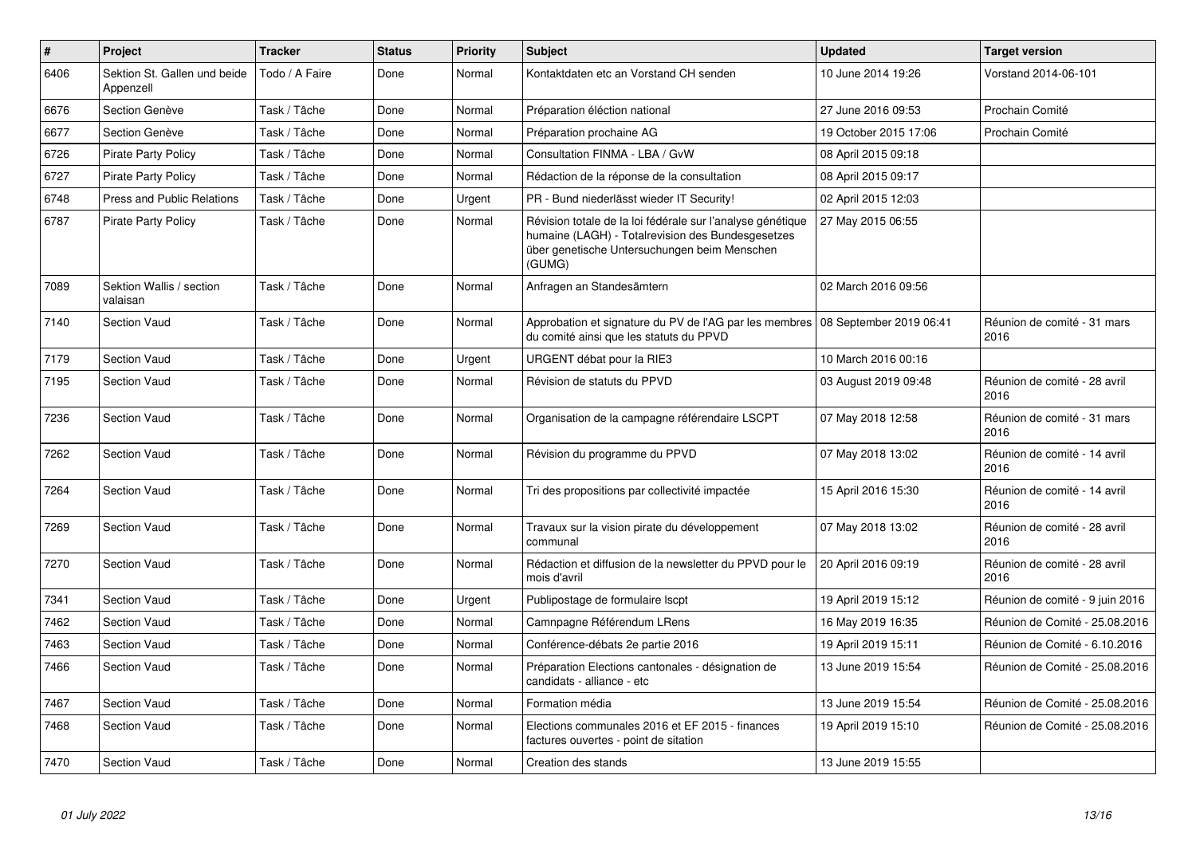| # | Project | Tracker | Status | Priority | Subject | Updated | Target version |
|---|---|---|---|---|---|---|---|
| 6406 | Sektion St. Gallen und beide Appenzell | Todo / A Faire | Done | Normal | Kontaktdaten etc an Vorstand CH senden | 10 June 2014 19:26 | Vorstand 2014-06-101 |
| 6676 | Section Genève | Task / Tâche | Done | Normal | Préparation éléction national | 27 June 2016 09:53 | Prochain Comité |
| 6677 | Section Genève | Task / Tâche | Done | Normal | Préparation prochaine AG | 19 October 2015 17:06 | Prochain Comité |
| 6726 | Pirate Party Policy | Task / Tâche | Done | Normal | Consultation FINMA - LBA / GvW | 08 April 2015 09:18 | |
| 6727 | Pirate Party Policy | Task / Tâche | Done | Normal | Rédaction de la réponse de la consultation | 08 April 2015 09:17 | |
| 6748 | Press and Public Relations | Task / Tâche | Done | Urgent | PR - Bund niederlässt wieder IT Security! | 02 April 2015 12:03 | |
| 6787 | Pirate Party Policy | Task / Tâche | Done | Normal | Révision totale de la loi fédérale sur l'analyse génétique humaine (LAGH) - Totalrevision des Bundesgesetzes über genetische Untersuchungen beim Menschen (GUMG) | 27 May 2015 06:55 | |
| 7089 | Sektion Wallis / section valaisan | Task / Tâche | Done | Normal | Anfragen an Standesämtern | 02 March 2016 09:56 | |
| 7140 | Section Vaud | Task / Tâche | Done | Normal | Approbation et signature du PV de l'AG par les membres du comité ainsi que les statuts du PPVD | 08 September 2019 06:41 | Réunion de comité - 31 mars 2016 |
| 7179 | Section Vaud | Task / Tâche | Done | Urgent | URGENT débat pour la RIE3 | 10 March 2016 00:16 | |
| 7195 | Section Vaud | Task / Tâche | Done | Normal | Révision de statuts du PPVD | 03 August 2019 09:48 | Réunion de comité - 28 avril 2016 |
| 7236 | Section Vaud | Task / Tâche | Done | Normal | Organisation de la campagne référendaire LSCPT | 07 May 2018 12:58 | Réunion de comité - 31 mars 2016 |
| 7262 | Section Vaud | Task / Tâche | Done | Normal | Révision du programme du PPVD | 07 May 2018 13:02 | Réunion de comité - 14 avril 2016 |
| 7264 | Section Vaud | Task / Tâche | Done | Normal | Tri des propositions par collectivité impactée | 15 April 2016 15:30 | Réunion de comité - 14 avril 2016 |
| 7269 | Section Vaud | Task / Tâche | Done | Normal | Travaux sur la vision pirate du développement communal | 07 May 2018 13:02 | Réunion de comité - 28 avril 2016 |
| 7270 | Section Vaud | Task / Tâche | Done | Normal | Rédaction et diffusion de la newsletter du PPVD pour le mois d'avril | 20 April 2016 09:19 | Réunion de comité - 28 avril 2016 |
| 7341 | Section Vaud | Task / Tâche | Done | Urgent | Publipostage de formulaire lscpt | 19 April 2019 15:12 | Réunion de comité - 9 juin 2016 |
| 7462 | Section Vaud | Task / Tâche | Done | Normal | Camnpagne Référendum LRens | 16 May 2019 16:35 | Réunion de Comité - 25.08.2016 |
| 7463 | Section Vaud | Task / Tâche | Done | Normal | Conférence-débats 2e partie 2016 | 19 April 2019 15:11 | Réunion de Comité - 6.10.2016 |
| 7466 | Section Vaud | Task / Tâche | Done | Normal | Préparation Elections cantonales - désignation de candidats - alliance - etc | 13 June 2019 15:54 | Réunion de Comité - 25.08.2016 |
| 7467 | Section Vaud | Task / Tâche | Done | Normal | Formation média | 13 June 2019 15:54 | Réunion de Comité - 25.08.2016 |
| 7468 | Section Vaud | Task / Tâche | Done | Normal | Elections communales 2016 et EF 2015 - finances factures ouvertes - point de sitation | 19 April 2019 15:10 | Réunion de Comité - 25.08.2016 |
| 7470 | Section Vaud | Task / Tâche | Done | Normal | Creation des stands | 13 June 2019 15:55 | |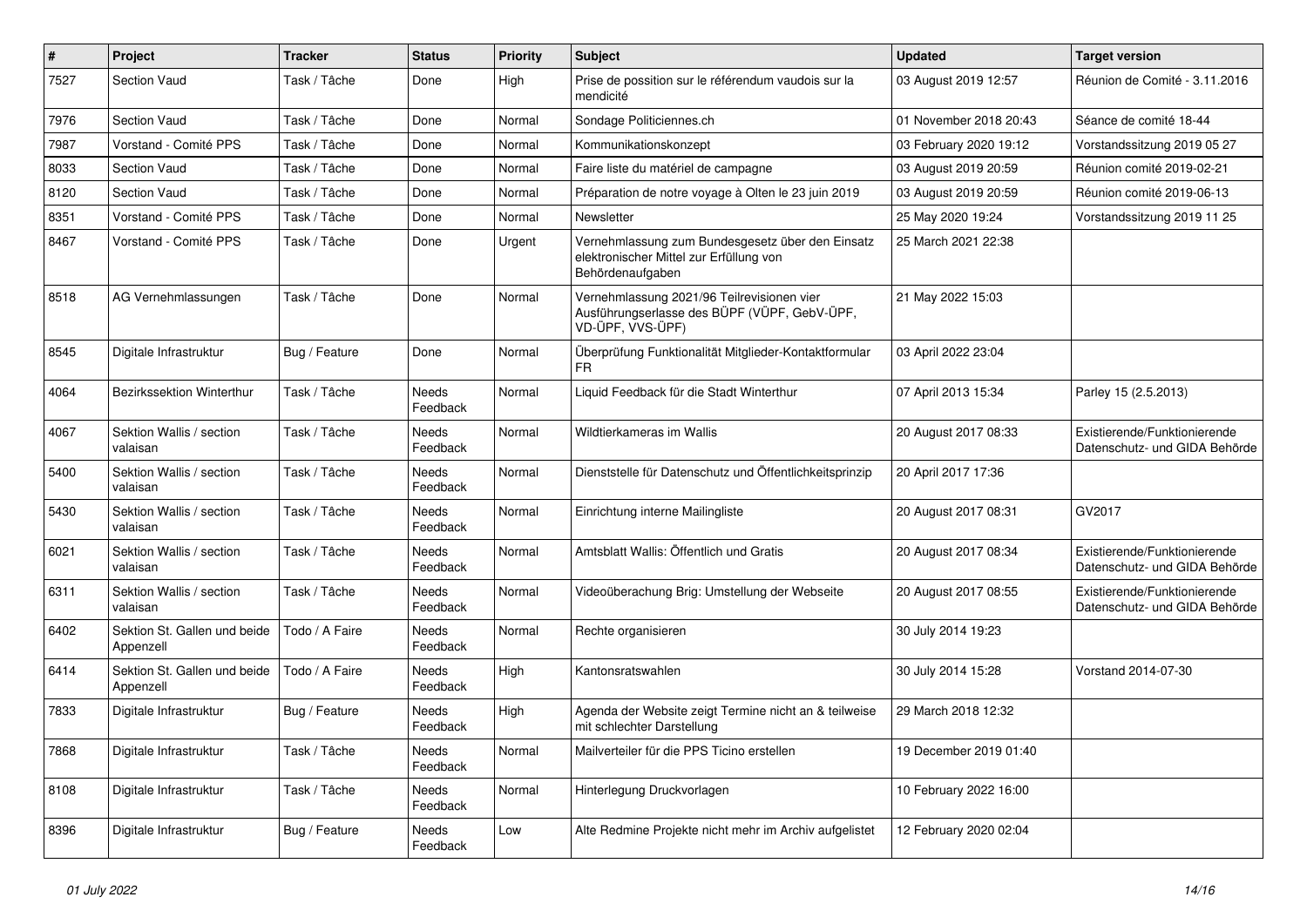| # | Project | Tracker | Status | Priority | Subject | Updated | Target version |
|---|---|---|---|---|---|---|---|
| 7527 | Section Vaud | Task / Tâche | Done | High | Prise de possition sur le référendum vaudois sur la mendicité | 03 August 2019 12:57 | Réunion de Comité - 3.11.2016 |
| 7976 | Section Vaud | Task / Tâche | Done | Normal | Sondage Politiciennes.ch | 01 November 2018 20:43 | Séance de comité 18-44 |
| 7987 | Vorstand - Comité PPS | Task / Tâche | Done | Normal | Kommunikationskonzept | 03 February 2020 19:12 | Vorstandssitzung 2019 05 27 |
| 8033 | Section Vaud | Task / Tâche | Done | Normal | Faire liste du matériel de campagne | 03 August 2019 20:59 | Réunion comité 2019-02-21 |
| 8120 | Section Vaud | Task / Tâche | Done | Normal | Préparation de notre voyage à Olten le 23 juin 2019 | 03 August 2019 20:59 | Réunion comité 2019-06-13 |
| 8351 | Vorstand - Comité PPS | Task / Tâche | Done | Normal | Newsletter | 25 May 2020 19:24 | Vorstandssitzung 2019 11 25 |
| 8467 | Vorstand - Comité PPS | Task / Tâche | Done | Urgent | Vernehmlassung zum Bundesgesetz über den Einsatz elektronischer Mittel zur Erfüllung von Behördenaufgaben | 25 March 2021 22:38 | |
| 8518 | AG Vernehmlassungen | Task / Tâche | Done | Normal | Vernehmlassung 2021/96 Teilrevisionen vier Ausführungserlasse des BÜPF (VÜPF, GebV-ÜPF, VD-ÜPF, VVS-ÜPF) | 21 May 2022 15:03 | |
| 8545 | Digitale Infrastruktur | Bug / Feature | Done | Normal | Überprüfung Funktionalität Mitglieder-Kontaktformular FR | 03 April 2022 23:04 | |
| 4064 | Bezirkssektion Winterthur | Task / Tâche | Needs Feedback | Normal | Liquid Feedback für die Stadt Winterthur | 07 April 2013 15:34 | Parley 15 (2.5.2013) |
| 4067 | Sektion Wallis / section valaisan | Task / Tâche | Needs Feedback | Normal | Wildtierkameras im Wallis | 20 August 2017 08:33 | Existierende/Funktionierende Datenschutz- und GIDA Behörde |
| 5400 | Sektion Wallis / section valaisan | Task / Tâche | Needs Feedback | Normal | Dienststelle für Datenschutz und Öffentlichkeitsprinzip | 20 April 2017 17:36 | |
| 5430 | Sektion Wallis / section valaisan | Task / Tâche | Needs Feedback | Normal | Einrichtung interne Mailingliste | 20 August 2017 08:31 | GV2017 |
| 6021 | Sektion Wallis / section valaisan | Task / Tâche | Needs Feedback | Normal | Amtsblatt Wallis: Öffentlich und Gratis | 20 August 2017 08:34 | Existierende/Funktionierende Datenschutz- und GIDA Behörde |
| 6311 | Sektion Wallis / section valaisan | Task / Tâche | Needs Feedback | Normal | Videoüberachung Brig: Umstellung der Webseite | 20 August 2017 08:55 | Existierende/Funktionierende Datenschutz- und GIDA Behörde |
| 6402 | Sektion St. Gallen und beide Appenzell | Todo / A Faire | Needs Feedback | Normal | Rechte organisieren | 30 July 2014 19:23 | |
| 6414 | Sektion St. Gallen und beide Appenzell | Todo / A Faire | Needs Feedback | High | Kantonsratswahlen | 30 July 2014 15:28 | Vorstand 2014-07-30 |
| 7833 | Digitale Infrastruktur | Bug / Feature | Needs Feedback | High | Agenda der Website zeigt Termine nicht an & teilweise mit schlechter Darstellung | 29 March 2018 12:32 | |
| 7868 | Digitale Infrastruktur | Task / Tâche | Needs Feedback | Normal | Mailverteiler für die PPS Ticino erstellen | 19 December 2019 01:40 | |
| 8108 | Digitale Infrastruktur | Task / Tâche | Needs Feedback | Normal | Hinterlegung Druckvorlagen | 10 February 2022 16:00 | |
| 8396 | Digitale Infrastruktur | Bug / Feature | Needs Feedback | Low | Alte Redmine Projekte nicht mehr im Archiv aufgelistet | 12 February 2020 02:04 | |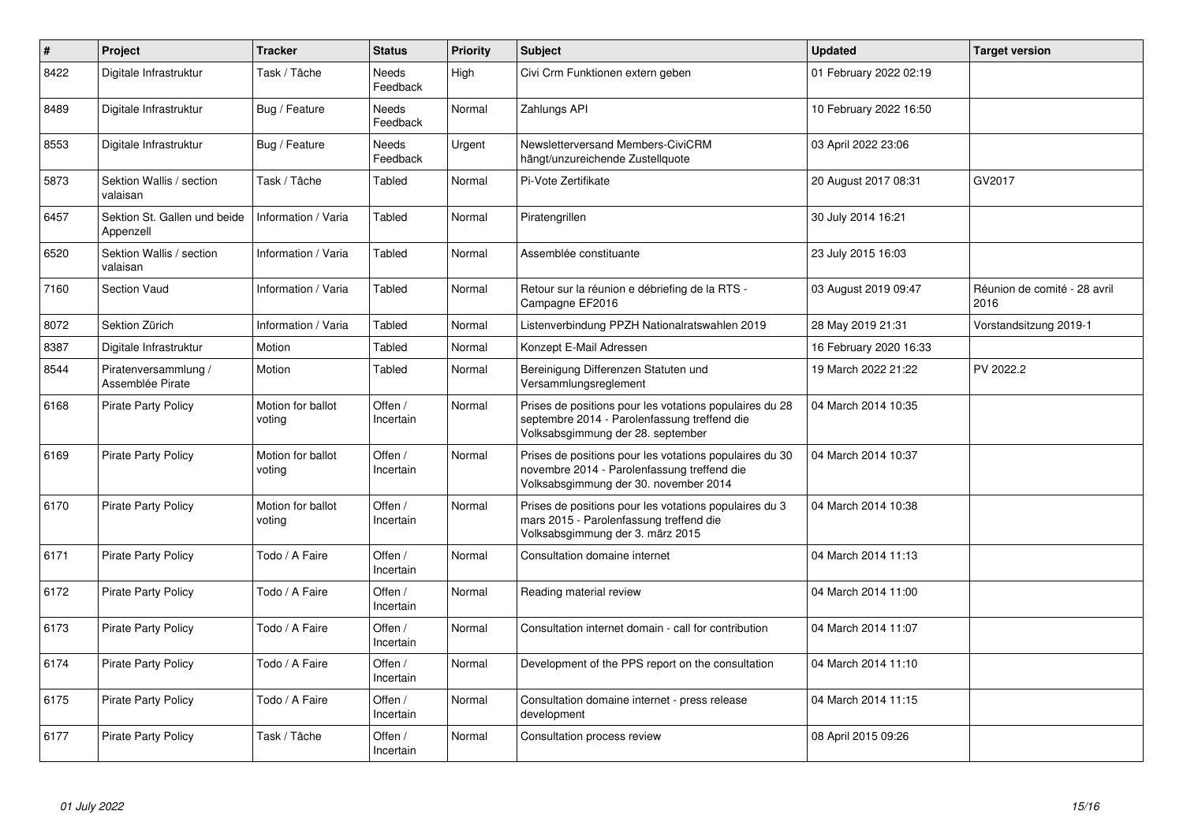| # | Project | Tracker | Status | Priority | Subject | Updated | Target version |
|---|---|---|---|---|---|---|---|
| 8422 | Digitale Infrastruktur | Task / Tâche | Needs Feedback | High | Civi Crm Funktionen extern geben | 01 February 2022 02:19 | |
| 8489 | Digitale Infrastruktur | Bug / Feature | Needs Feedback | Normal | Zahlungs API | 10 February 2022 16:50 | |
| 8553 | Digitale Infrastruktur | Bug / Feature | Needs Feedback | Urgent | Newsletterversand Members-CiviCRM hängt/unzureichende Zustellquote | 03 April 2022 23:06 | |
| 5873 | Sektion Wallis / section valaisan | Task / Tâche | Tabled | Normal | Pi-Vote Zertifikate | 20 August 2017 08:31 | GV2017 |
| 6457 | Sektion St. Gallen und beide Appenzell | Information / Varia | Tabled | Normal | Piratengrillen | 30 July 2014 16:21 | |
| 6520 | Sektion Wallis / section valaisan | Information / Varia | Tabled | Normal | Assemblée constituante | 23 July 2015 16:03 | |
| 7160 | Section Vaud | Information / Varia | Tabled | Normal | Retour sur la réunion e débriefing de la RTS - Campagne EF2016 | 03 August 2019 09:47 | Réunion de comité - 28 avril 2016 |
| 8072 | Sektion Zürich | Information / Varia | Tabled | Normal | Listenverbindung PPZH Nationalratswahlen 2019 | 28 May 2019 21:31 | Vorstandsitzung 2019-1 |
| 8387 | Digitale Infrastruktur | Motion | Tabled | Normal | Konzept E-Mail Adressen | 16 February 2020 16:33 | |
| 8544 | Piratenversammlung / Assemblée Pirate | Motion | Tabled | Normal | Bereinigung Differenzen Statuten und Versammlungsreglement | 19 March 2022 21:22 | PV 2022.2 |
| 6168 | Pirate Party Policy | Motion for ballot voting | Offen / Incertain | Normal | Prises de positions pour les votations populaires du 28 septembre 2014 - Parolenfassung treffend die Volksabsgimmung der 28. september | 04 March 2014 10:35 | |
| 6169 | Pirate Party Policy | Motion for ballot voting | Offen / Incertain | Normal | Prises de positions pour les votations populaires du 30 novembre 2014 - Parolenfassung treffend die Volksabsgimmung der 30. november 2014 | 04 March 2014 10:37 | |
| 6170 | Pirate Party Policy | Motion for ballot voting | Offen / Incertain | Normal | Prises de positions pour les votations populaires du 3 mars 2015 - Parolenfassung treffend die Volksabsgimmung der 3. märz 2015 | 04 March 2014 10:38 | |
| 6171 | Pirate Party Policy | Todo / A Faire | Offen / Incertain | Normal | Consultation domaine internet | 04 March 2014 11:13 | |
| 6172 | Pirate Party Policy | Todo / A Faire | Offen / Incertain | Normal | Reading material review | 04 March 2014 11:00 | |
| 6173 | Pirate Party Policy | Todo / A Faire | Offen / Incertain | Normal | Consultation internet domain - call for contribution | 04 March 2014 11:07 | |
| 6174 | Pirate Party Policy | Todo / A Faire | Offen / Incertain | Normal | Development of the PPS report on the consultation | 04 March 2014 11:10 | |
| 6175 | Pirate Party Policy | Todo / A Faire | Offen / Incertain | Normal | Consultation domaine internet - press release development | 04 March 2014 11:15 | |
| 6177 | Pirate Party Policy | Task / Tâche | Offen / Incertain | Normal | Consultation process review | 08 April 2015 09:26 | |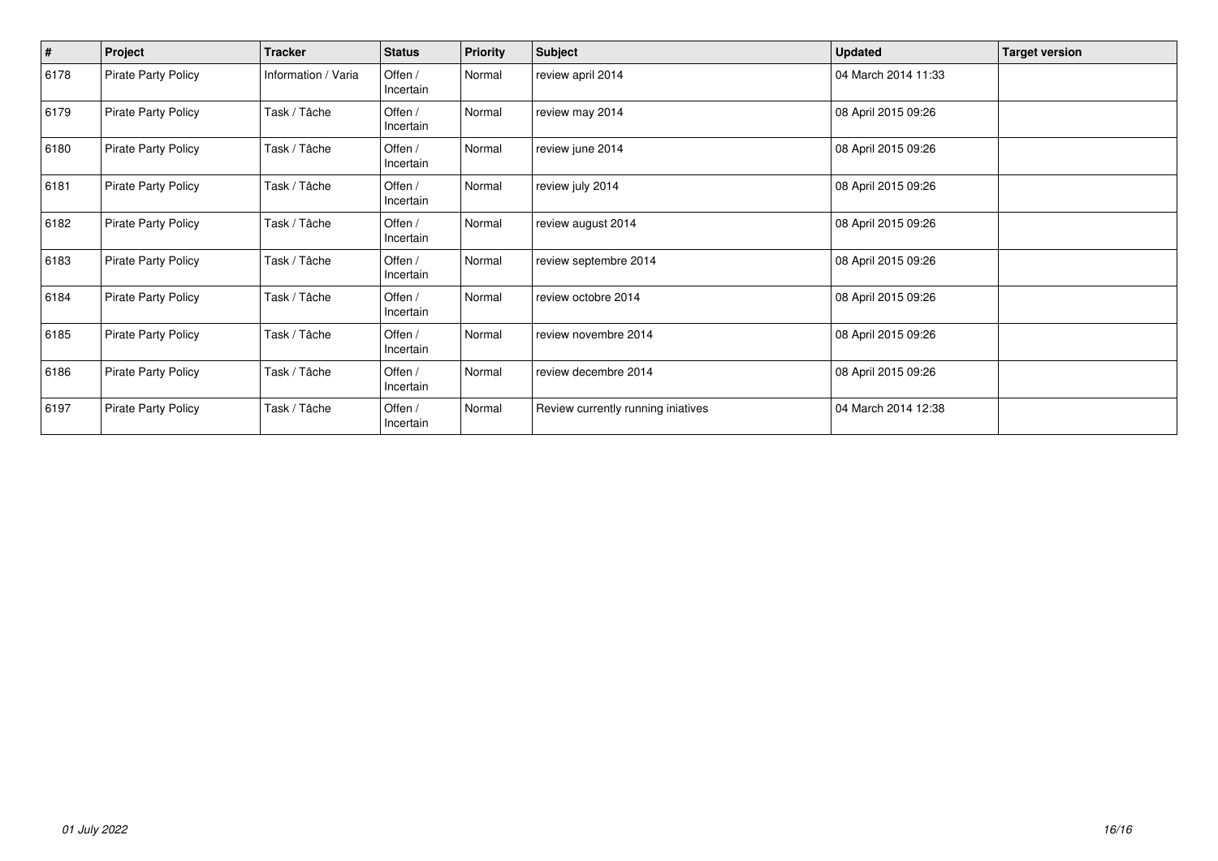| # | Project | Tracker | Status | Priority | Subject | Updated | Target version |
|---|---|---|---|---|---|---|---|
| 6178 | Pirate Party Policy | Information / Varia | Offen / Incertain | Normal | review april 2014 | 04 March 2014 11:33 | |
| 6179 | Pirate Party Policy | Task / Tâche | Offen / Incertain | Normal | review may 2014 | 08 April 2015 09:26 | |
| 6180 | Pirate Party Policy | Task / Tâche | Offen / Incertain | Normal | review june 2014 | 08 April 2015 09:26 | |
| 6181 | Pirate Party Policy | Task / Tâche | Offen / Incertain | Normal | review july 2014 | 08 April 2015 09:26 | |
| 6182 | Pirate Party Policy | Task / Tâche | Offen / Incertain | Normal | review august 2014 | 08 April 2015 09:26 | |
| 6183 | Pirate Party Policy | Task / Tâche | Offen / Incertain | Normal | review septembre 2014 | 08 April 2015 09:26 | |
| 6184 | Pirate Party Policy | Task / Tâche | Offen / Incertain | Normal | review octobre 2014 | 08 April 2015 09:26 | |
| 6185 | Pirate Party Policy | Task / Tâche | Offen / Incertain | Normal | review novembre 2014 | 08 April 2015 09:26 | |
| 6186 | Pirate Party Policy | Task / Tâche | Offen / Incertain | Normal | review decembre 2014 | 08 April 2015 09:26 | |
| 6197 | Pirate Party Policy | Task / Tâche | Offen / Incertain | Normal | Review currently running iniatives | 04 March 2014 12:38 | |

*01 July 2022*